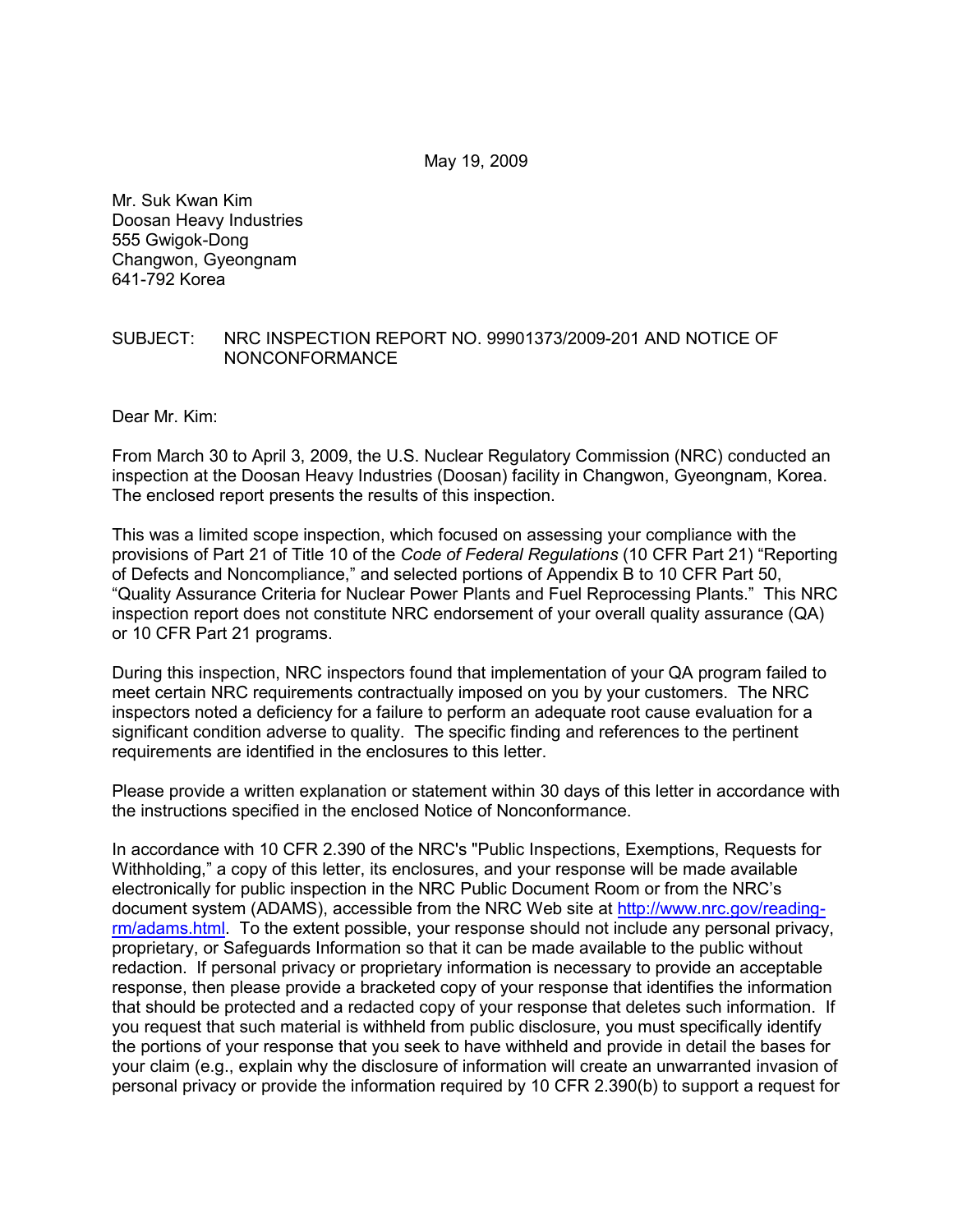May 19, 2009

Mr. Suk Kwan Kim
Doosan Heavy Industries
555 Gwigok-Dong
Changwon, Gyeongnam
641-792 Korea

SUBJECT: NRC INSPECTION REPORT NO. 99901373/2009-201 AND NOTICE OF NONCONFORMANCE

Dear Mr. Kim:

From March 30 to April 3, 2009, the U.S. Nuclear Regulatory Commission (NRC) conducted an inspection at the Doosan Heavy Industries (Doosan) facility in Changwon, Gyeongnam, Korea. The enclosed report presents the results of this inspection.

This was a limited scope inspection, which focused on assessing your compliance with the provisions of Part 21 of Title 10 of the *Code of Federal Regulations* (10 CFR Part 21) "Reporting of Defects and Noncompliance," and selected portions of Appendix B to 10 CFR Part 50, "Quality Assurance Criteria for Nuclear Power Plants and Fuel Reprocessing Plants." This NRC inspection report does not constitute NRC endorsement of your overall quality assurance (QA) or 10 CFR Part 21 programs.

During this inspection, NRC inspectors found that implementation of your QA program failed to meet certain NRC requirements contractually imposed on you by your customers. The NRC inspectors noted a deficiency for a failure to perform an adequate root cause evaluation for a significant condition adverse to quality. The specific finding and references to the pertinent requirements are identified in the enclosures to this letter.

Please provide a written explanation or statement within 30 days of this letter in accordance with the instructions specified in the enclosed Notice of Nonconformance.

In accordance with 10 CFR 2.390 of the NRC's "Public Inspections, Exemptions, Requests for Withholding," a copy of this letter, its enclosures, and your response will be made available electronically for public inspection in the NRC Public Document Room or from the NRC's document system (ADAMS), accessible from the NRC Web site at http://www.nrc.gov/reading-rm/adams.html. To the extent possible, your response should not include any personal privacy, proprietary, or Safeguards Information so that it can be made available to the public without redaction. If personal privacy or proprietary information is necessary to provide an acceptable response, then please provide a bracketed copy of your response that identifies the information that should be protected and a redacted copy of your response that deletes such information. If you request that such material is withheld from public disclosure, you must specifically identify the portions of your response that you seek to have withheld and provide in detail the bases for your claim (e.g., explain why the disclosure of information will create an unwarranted invasion of personal privacy or provide the information required by 10 CFR 2.390(b) to support a request for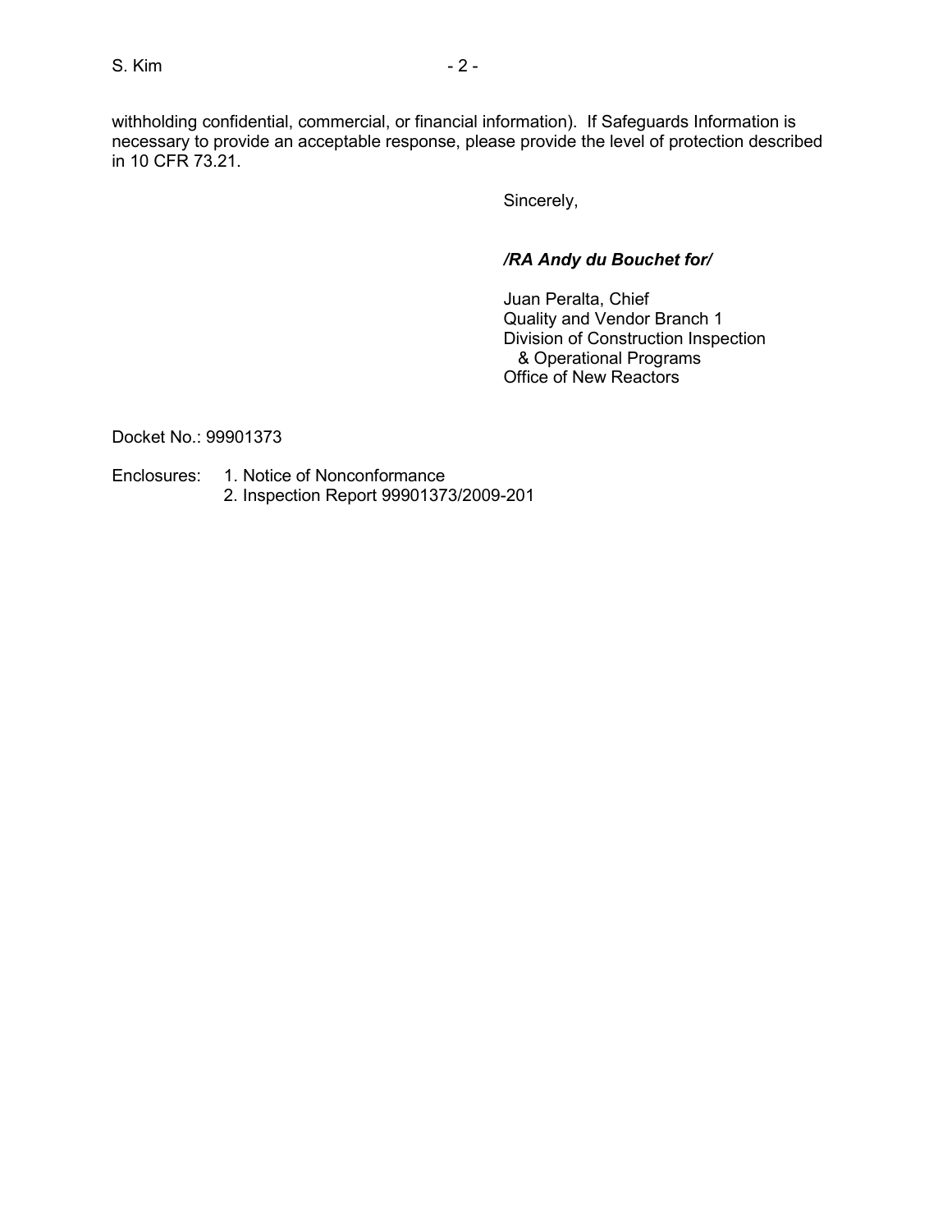withholding confidential, commercial, or financial information). If Safeguards Information is necessary to provide an acceptable response, please provide the level of protection described in 10 CFR 73.21.

Sincerely,

***/RA Andy du Bouchet for/***

Juan Peralta, Chief
Quality and Vendor Branch 1
Division of Construction Inspection
& Operational Programs
Office of New Reactors

Docket No.: 99901373

Enclosures:
1. Notice of Nonconformance
2. Inspection Report 99901373/2009-201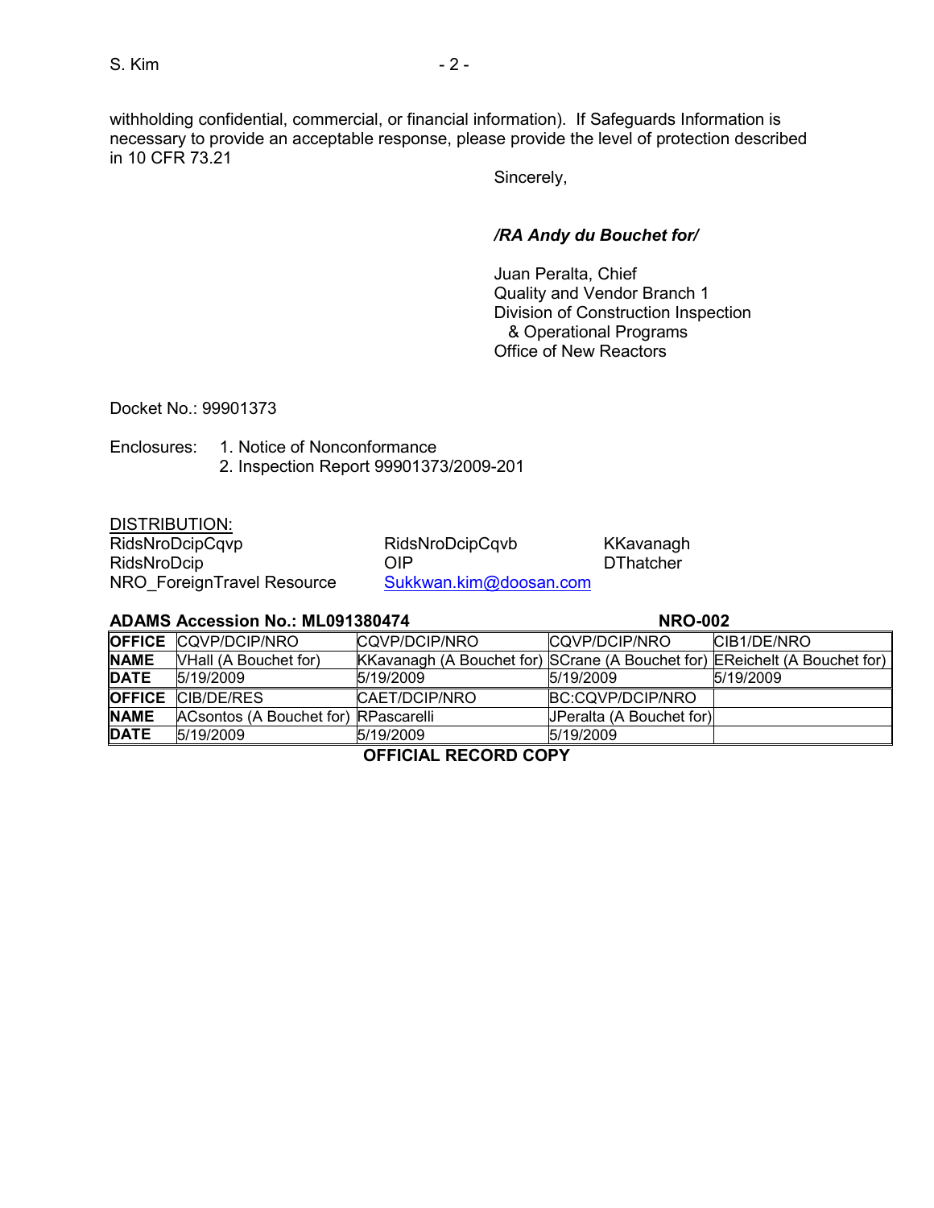withholding confidential, commercial, or financial information). If Safeguards Information is necessary to provide an acceptable response, please provide the level of protection described in 10 CFR 73.21

Sincerely,

***/RA Andy du Bouchet for/***

Juan Peralta, Chief
Quality and Vendor Branch 1
Division of Construction Inspection
& Operational Programs
Office of New Reactors

Docket No.: 99901373

Enclosures: 1. Notice of Nonconformance
2. Inspection Report 99901373/2009-201

DISTRIBUTION:

| | | |
|---|---|---|
| RidsNroDcipCqvp | RidsNroDcipCqvb | KKavanagh |
| RidsNroDcip | OIP | DThatcher |
| NRO_ForeignTravel Resource | Sukkwan.kim@doosan.com | |

**ADAMS Accession No.: ML091380474** **NRO-002**

| **OFFICE** | CQVP/DCIP/NRO | CQVP/DCIP/NRO | CQVP/DCIP/NRO | CIB1/DE/NRO |
|---|---|---|---|---|
| **NAME** | VHall (A Bouchet for) | KKavanagh (A Bouchet for) | SCrane (A Bouchet for) | EReichelt (A Bouchet for) |
| **DATE** | 5/19/2009 | 5/19/2009 | 5/19/2009 | 5/19/2009 |
| **OFFICE** | CIB/DE/RES | CAET/DCIP/NRO | BC:CQVP/DCIP/NRO | |
| **NAME** | ACsontos (A Bouchet for) | RPascarelli | JPeralta (A Bouchet for) | |
| **DATE** | 5/19/2009 | 5/19/2009 | 5/19/2009 | |

**OFFICIAL RECORD COPY**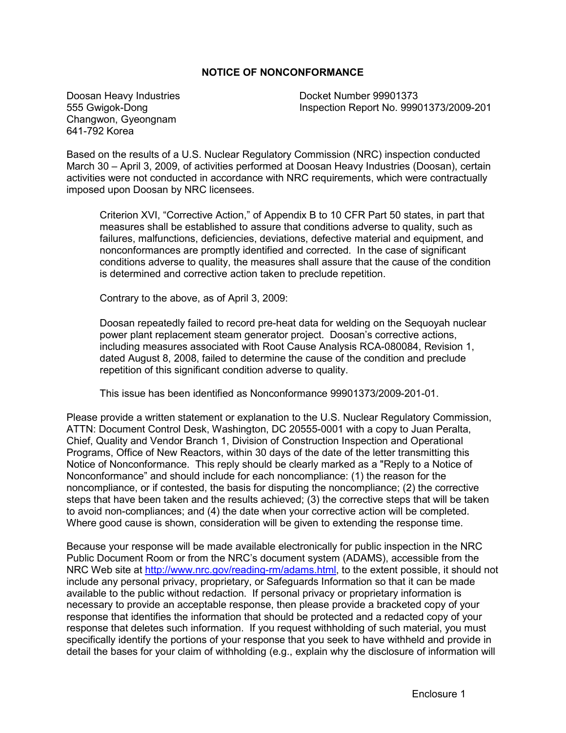## NOTICE OF NONCONFORMANCE

Doosan Heavy Industries
555 Gwigok-Dong
Changwon, Gyeongnam
641-792 Korea

Docket Number 99901373
Inspection Report No. 99901373/2009-201

Based on the results of a U.S. Nuclear Regulatory Commission (NRC) inspection conducted March 30 – April 3, 2009, of activities performed at Doosan Heavy Industries (Doosan), certain activities were not conducted in accordance with NRC requirements, which were contractually imposed upon Doosan by NRC licensees.

> Criterion XVI, "Corrective Action," of Appendix B to 10 CFR Part 50 states, in part that measures shall be established to assure that conditions adverse to quality, such as failures, malfunctions, deficiencies, deviations, defective material and equipment, and nonconformances are promptly identified and corrected. In the case of significant conditions adverse to quality, the measures shall assure that the cause of the condition is determined and corrective action taken to preclude repetition.
>
> Contrary to the above, as of April 3, 2009:
>
> Doosan repeatedly failed to record pre-heat data for welding on the Sequoyah nuclear power plant replacement steam generator project. Doosan's corrective actions, including measures associated with Root Cause Analysis RCA-080084, Revision 1, dated August 8, 2008, failed to determine the cause of the condition and preclude repetition of this significant condition adverse to quality.
>
> This issue has been identified as Nonconformance 99901373/2009-201-01.

Please provide a written statement or explanation to the U.S. Nuclear Regulatory Commission, ATTN: Document Control Desk, Washington, DC 20555-0001 with a copy to Juan Peralta, Chief, Quality and Vendor Branch 1, Division of Construction Inspection and Operational Programs, Office of New Reactors, within 30 days of the date of the letter transmitting this Notice of Nonconformance. This reply should be clearly marked as a "Reply to a Notice of Nonconformance" and should include for each noncompliance: (1) the reason for the noncompliance, or if contested, the basis for disputing the noncompliance; (2) the corrective steps that have been taken and the results achieved; (3) the corrective steps that will be taken to avoid non-compliances; and (4) the date when your corrective action will be completed. Where good cause is shown, consideration will be given to extending the response time.

Because your response will be made available electronically for public inspection in the NRC Public Document Room or from the NRC's document system (ADAMS), accessible from the NRC Web site at http://www.nrc.gov/reading-rm/adams.html, to the extent possible, it should not include any personal privacy, proprietary, or Safeguards Information so that it can be made available to the public without redaction. If personal privacy or proprietary information is necessary to provide an acceptable response, then please provide a bracketed copy of your response that identifies the information that should be protected and a redacted copy of your response that deletes such information. If you request withholding of such material, you must specifically identify the portions of your response that you seek to have withheld and provide in detail the bases for your claim of withholding (e.g., explain why the disclosure of information will

Enclosure 1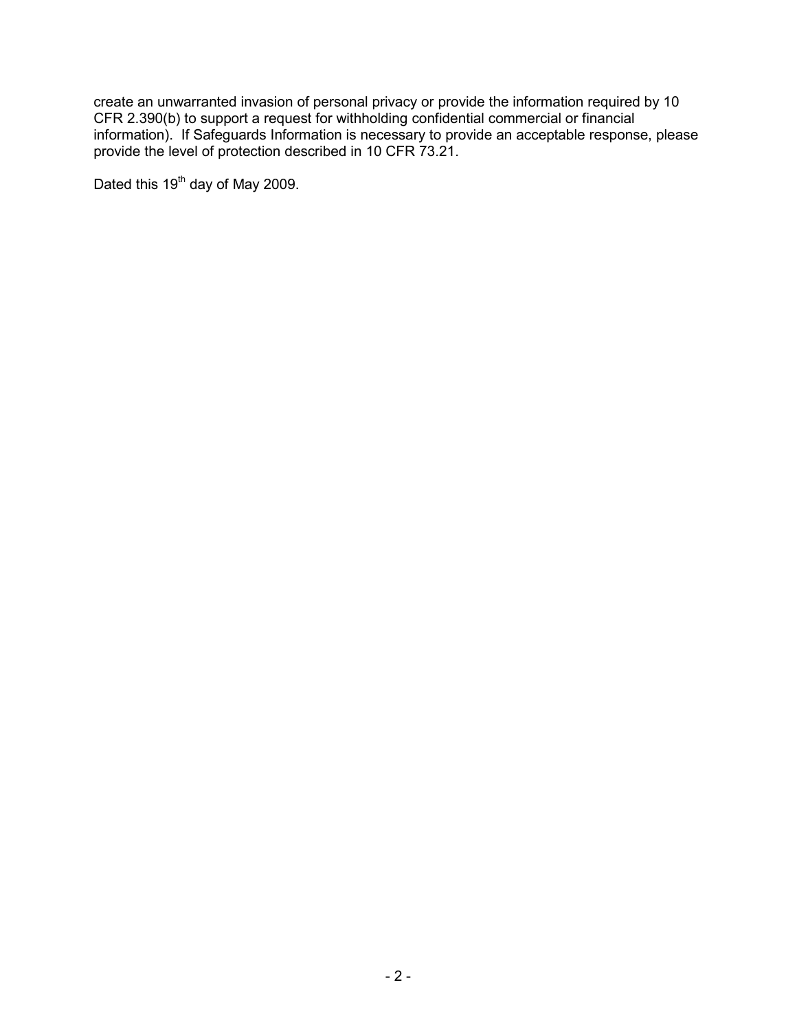create an unwarranted invasion of personal privacy or provide the information required by 10 CFR 2.390(b) to support a request for withholding confidential commercial or financial information). If Safeguards Information is necessary to provide an acceptable response, please provide the level of protection described in 10 CFR 73.21.

Dated this 19th day of May 2009.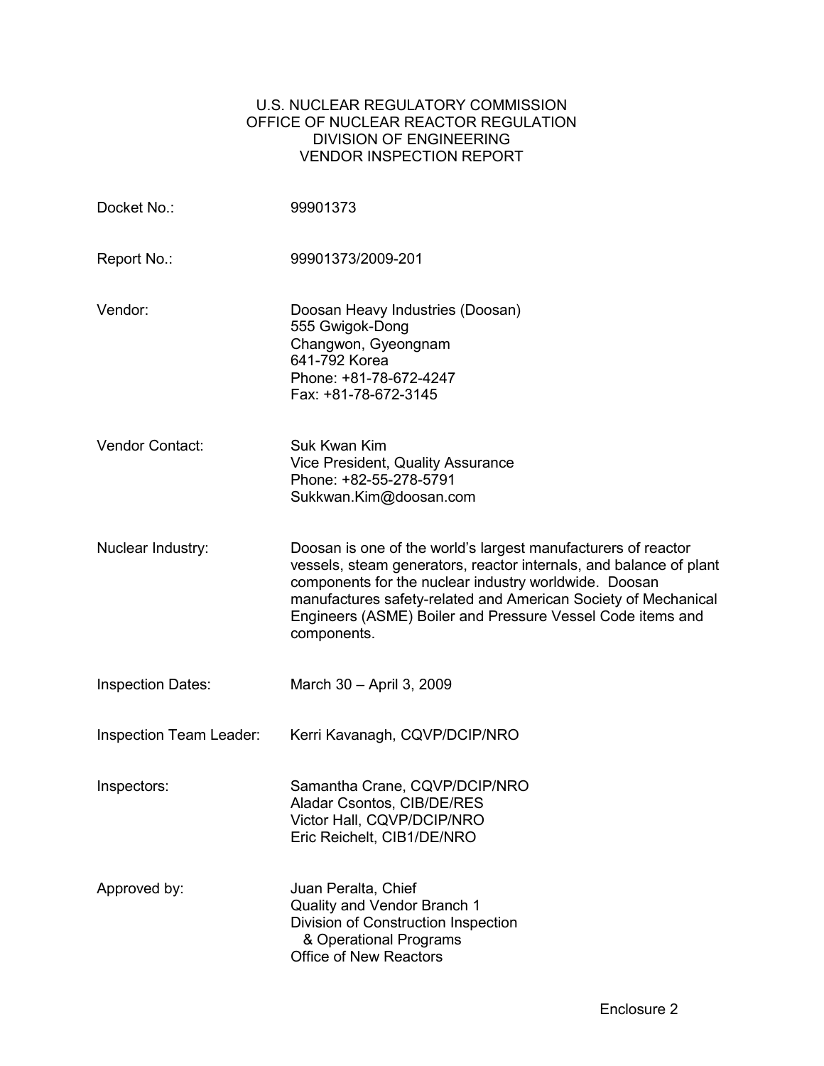U.S. NUCLEAR REGULATORY COMMISSION
OFFICE OF NUCLEAR REACTOR REGULATION
DIVISION OF ENGINEERING
VENDOR INSPECTION REPORT

| | |
|---|---|
| Docket No.: | 99901373 |
| Report No.: | 99901373/2009-201 |
| Vendor: | Doosan Heavy Industries (Doosan)<br>555 Gwigok-Dong<br>Changwon, Gyeongnam<br>641-792 Korea<br>Phone: +81-78-672-4247<br>Fax: +81-78-672-3145 |
| Vendor Contact: | Suk Kwan Kim<br>Vice President, Quality Assurance<br>Phone: +82-55-278-5791<br>Sukkwan.Kim@doosan.com |
| Nuclear Industry: | Doosan is one of the world's largest manufacturers of reactor vessels, steam generators, reactor internals, and balance of plant components for the nuclear industry worldwide. Doosan manufactures safety-related and American Society of Mechanical Engineers (ASME) Boiler and Pressure Vessel Code items and components. |
| Inspection Dates: | March 30 – April 3, 2009 |
| Inspection Team Leader: | Kerri Kavanagh, CQVP/DCIP/NRO |
| Inspectors: | Samantha Crane, CQVP/DCIP/NRO<br>Aladar Csontos, CIB/DE/RES<br>Victor Hall, CQVP/DCIP/NRO<br>Eric Reichelt, CIB1/DE/NRO |
| Approved by: | Juan Peralta, Chief<br>Quality and Vendor Branch 1<br>Division of Construction Inspection & Operational Programs<br>Office of New Reactors |

Enclosure 2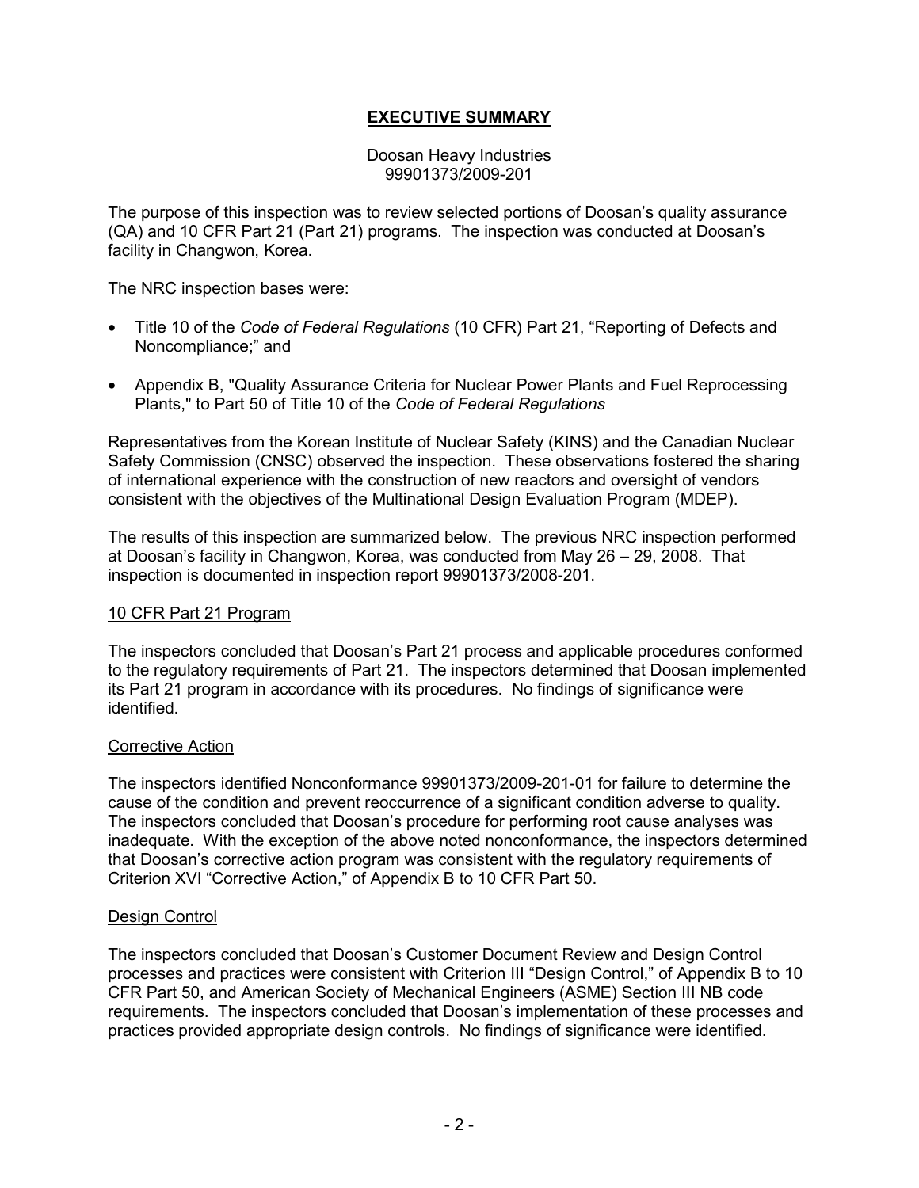# EXECUTIVE SUMMARY

Doosan Heavy Industries
99901373/2009-201

The purpose of this inspection was to review selected portions of Doosan's quality assurance (QA) and 10 CFR Part 21 (Part 21) programs. The inspection was conducted at Doosan's facility in Changwon, Korea.

The NRC inspection bases were:

- Title 10 of the *Code of Federal Regulations* (10 CFR) Part 21, "Reporting of Defects and Noncompliance;" and
- Appendix B, "Quality Assurance Criteria for Nuclear Power Plants and Fuel Reprocessing Plants," to Part 50 of Title 10 of the *Code of Federal Regulations*

Representatives from the Korean Institute of Nuclear Safety (KINS) and the Canadian Nuclear Safety Commission (CNSC) observed the inspection. These observations fostered the sharing of international experience with the construction of new reactors and oversight of vendors consistent with the objectives of the Multinational Design Evaluation Program (MDEP).

The results of this inspection are summarized below. The previous NRC inspection performed at Doosan's facility in Changwon, Korea, was conducted from May 26 – 29, 2008. That inspection is documented in inspection report 99901373/2008-201.

## 10 CFR Part 21 Program

The inspectors concluded that Doosan's Part 21 process and applicable procedures conformed to the regulatory requirements of Part 21. The inspectors determined that Doosan implemented its Part 21 program in accordance with its procedures. No findings of significance were identified.

## Corrective Action

The inspectors identified Nonconformance 99901373/2009-201-01 for failure to determine the cause of the condition and prevent reoccurrence of a significant condition adverse to quality. The inspectors concluded that Doosan's procedure for performing root cause analyses was inadequate. With the exception of the above noted nonconformance, the inspectors determined that Doosan's corrective action program was consistent with the regulatory requirements of Criterion XVI "Corrective Action," of Appendix B to 10 CFR Part 50.

## Design Control

The inspectors concluded that Doosan's Customer Document Review and Design Control processes and practices were consistent with Criterion III "Design Control," of Appendix B to 10 CFR Part 50, and American Society of Mechanical Engineers (ASME) Section III NB code requirements. The inspectors concluded that Doosan's implementation of these processes and practices provided appropriate design controls. No findings of significance were identified.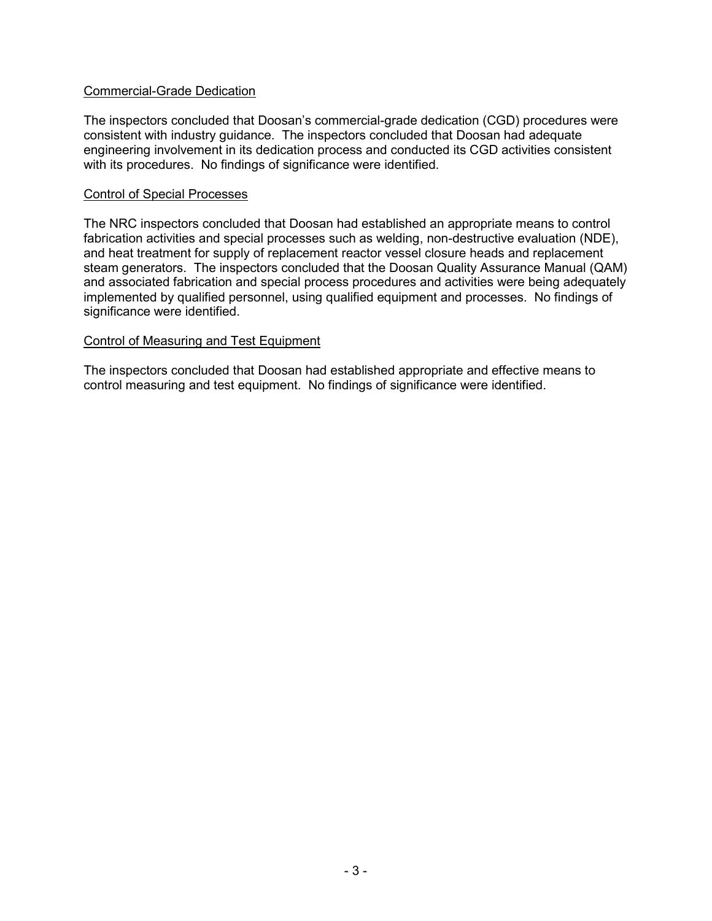<u>Commercial-Grade Dedication</u>

The inspectors concluded that Doosan's commercial-grade dedication (CGD) procedures were consistent with industry guidance. The inspectors concluded that Doosan had adequate engineering involvement in its dedication process and conducted its CGD activities consistent with its procedures. No findings of significance were identified.

<u>Control of Special Processes</u>

The NRC inspectors concluded that Doosan had established an appropriate means to control fabrication activities and special processes such as welding, non-destructive evaluation (NDE), and heat treatment for supply of replacement reactor vessel closure heads and replacement steam generators. The inspectors concluded that the Doosan Quality Assurance Manual (QAM) and associated fabrication and special process procedures and activities were being adequately implemented by qualified personnel, using qualified equipment and processes. No findings of significance were identified.

<u>Control of Measuring and Test Equipment</u>

The inspectors concluded that Doosan had established appropriate and effective means to control measuring and test equipment. No findings of significance were identified.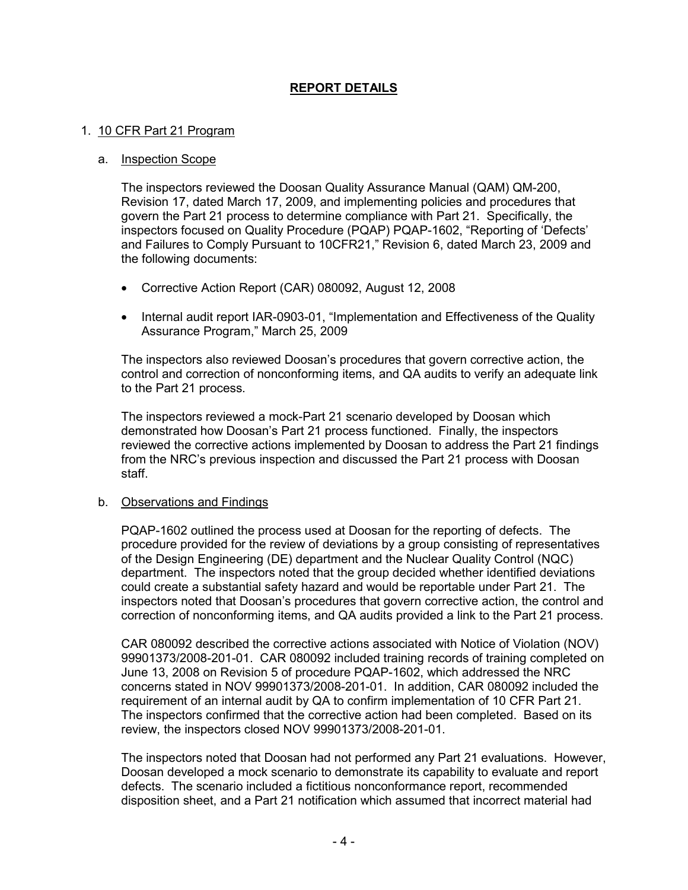## REPORT DETAILS

1. 10 CFR Part 21 Program

   a. Inspection Scope

   The inspectors reviewed the Doosan Quality Assurance Manual (QAM) QM-200, Revision 17, dated March 17, 2009, and implementing policies and procedures that govern the Part 21 process to determine compliance with Part 21. Specifically, the inspectors focused on Quality Procedure (PQAP) PQAP-1602, "Reporting of 'Defects' and Failures to Comply Pursuant to 10CFR21," Revision 6, dated March 23, 2009 and the following documents:

   - Corrective Action Report (CAR) 080092, August 12, 2008
   - Internal audit report IAR-0903-01, "Implementation and Effectiveness of the Quality Assurance Program," March 25, 2009

   The inspectors also reviewed Doosan's procedures that govern corrective action, the control and correction of nonconforming items, and QA audits to verify an adequate link to the Part 21 process.

   The inspectors reviewed a mock-Part 21 scenario developed by Doosan which demonstrated how Doosan's Part 21 process functioned. Finally, the inspectors reviewed the corrective actions implemented by Doosan to address the Part 21 findings from the NRC's previous inspection and discussed the Part 21 process with Doosan staff.

   b. Observations and Findings

   PQAP-1602 outlined the process used at Doosan for the reporting of defects. The procedure provided for the review of deviations by a group consisting of representatives of the Design Engineering (DE) department and the Nuclear Quality Control (NQC) department. The inspectors noted that the group decided whether identified deviations could create a substantial safety hazard and would be reportable under Part 21. The inspectors noted that Doosan's procedures that govern corrective action, the control and correction of nonconforming items, and QA audits provided a link to the Part 21 process.

   CAR 080092 described the corrective actions associated with Notice of Violation (NOV) 99901373/2008-201-01. CAR 080092 included training records of training completed on June 13, 2008 on Revision 5 of procedure PQAP-1602, which addressed the NRC concerns stated in NOV 99901373/2008-201-01. In addition, CAR 080092 included the requirement of an internal audit by QA to confirm implementation of 10 CFR Part 21. The inspectors confirmed that the corrective action had been completed. Based on its review, the inspectors closed NOV 99901373/2008-201-01.

   The inspectors noted that Doosan had not performed any Part 21 evaluations. However, Doosan developed a mock scenario to demonstrate its capability to evaluate and report defects. The scenario included a fictitious nonconformance report, recommended disposition sheet, and a Part 21 notification which assumed that incorrect material had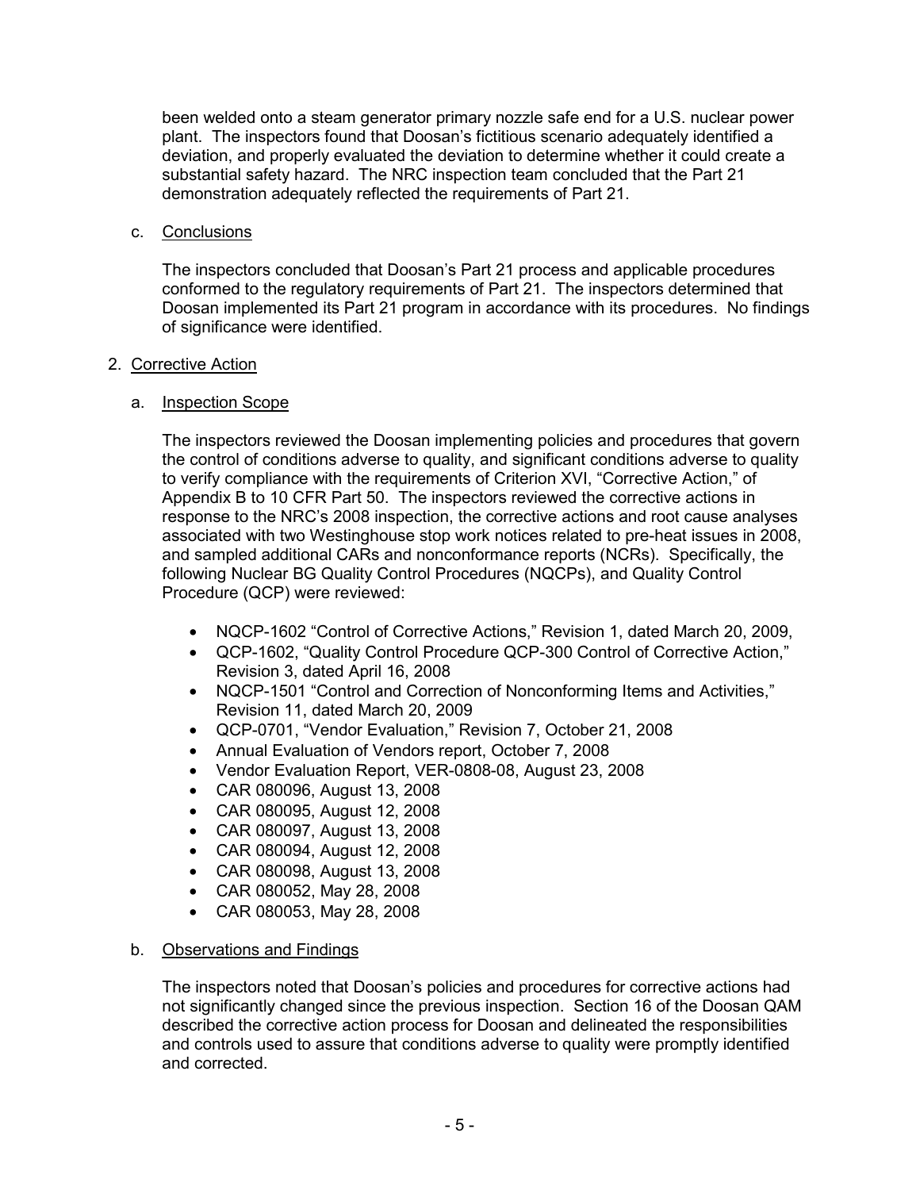been welded onto a steam generator primary nozzle safe end for a U.S. nuclear power plant. The inspectors found that Doosan's fictitious scenario adequately identified a deviation, and properly evaluated the deviation to determine whether it could create a substantial safety hazard. The NRC inspection team concluded that the Part 21 demonstration adequately reflected the requirements of Part 21.

c. Conclusions

The inspectors concluded that Doosan's Part 21 process and applicable procedures conformed to the regulatory requirements of Part 21. The inspectors determined that Doosan implemented its Part 21 program in accordance with its procedures. No findings of significance were identified.

## 2. Corrective Action

a. Inspection Scope

The inspectors reviewed the Doosan implementing policies and procedures that govern the control of conditions adverse to quality, and significant conditions adverse to quality to verify compliance with the requirements of Criterion XVI, "Corrective Action," of Appendix B to 10 CFR Part 50. The inspectors reviewed the corrective actions in response to the NRC's 2008 inspection, the corrective actions and root cause analyses associated with two Westinghouse stop work notices related to pre-heat issues in 2008, and sampled additional CARs and nonconformance reports (NCRs). Specifically, the following Nuclear BG Quality Control Procedures (NQCPs), and Quality Control Procedure (QCP) were reviewed:

- NQCP-1602 "Control of Corrective Actions," Revision 1, dated March 20, 2009,
- QCP-1602, "Quality Control Procedure QCP-300 Control of Corrective Action," Revision 3, dated April 16, 2008
- NQCP-1501 "Control and Correction of Nonconforming Items and Activities," Revision 11, dated March 20, 2009
- QCP-0701, "Vendor Evaluation," Revision 7, October 21, 2008
- Annual Evaluation of Vendors report, October 7, 2008
- Vendor Evaluation Report, VER-0808-08, August 23, 2008
- CAR 080096, August 13, 2008
- CAR 080095, August 12, 2008
- CAR 080097, August 13, 2008
- CAR 080094, August 12, 2008
- CAR 080098, August 13, 2008
- CAR 080052, May 28, 2008
- CAR 080053, May 28, 2008

b. Observations and Findings

The inspectors noted that Doosan's policies and procedures for corrective actions had not significantly changed since the previous inspection. Section 16 of the Doosan QAM described the corrective action process for Doosan and delineated the responsibilities and controls used to assure that conditions adverse to quality were promptly identified and corrected.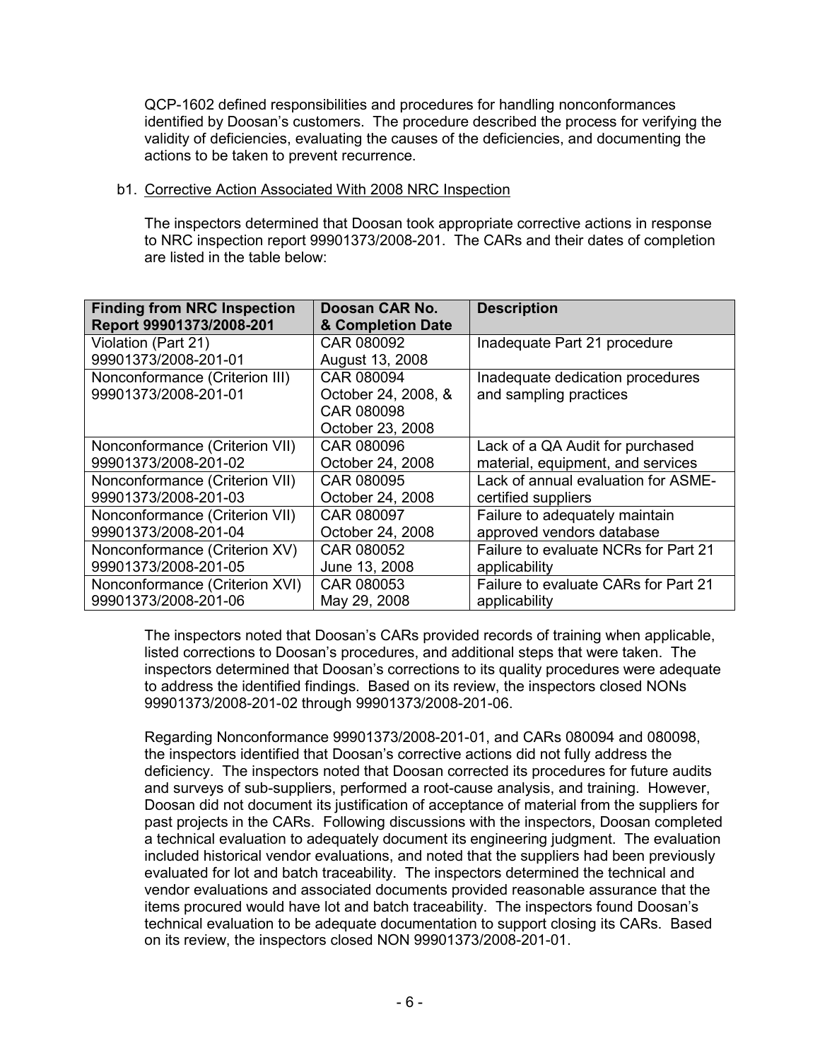QCP-1602 defined responsibilities and procedures for handling nonconformances identified by Doosan's customers. The procedure described the process for verifying the validity of deficiencies, evaluating the causes of the deficiencies, and documenting the actions to be taken to prevent recurrence.

b1. Corrective Action Associated With 2008 NRC Inspection

The inspectors determined that Doosan took appropriate corrective actions in response to NRC inspection report 99901373/2008-201. The CARs and their dates of completion are listed in the table below:

| Finding from NRC Inspection Report 99901373/2008-201 | Doosan CAR No. & Completion Date | Description |
|---|---|---|
| Violation (Part 21) 99901373/2008-201-01 | CAR 080092 August 13, 2008 | Inadequate Part 21 procedure |
| Nonconformance (Criterion III) 99901373/2008-201-01 | CAR 080094 October 24, 2008, & CAR 080098 October 23, 2008 | Inadequate dedication procedures and sampling practices |
| Nonconformance (Criterion VII) 99901373/2008-201-02 | CAR 080096 October 24, 2008 | Lack of a QA Audit for purchased material, equipment, and services |
| Nonconformance (Criterion VII) 99901373/2008-201-03 | CAR 080095 October 24, 2008 | Lack of annual evaluation for ASME-certified suppliers |
| Nonconformance (Criterion VII) 99901373/2008-201-04 | CAR 080097 October 24, 2008 | Failure to adequately maintain approved vendors database |
| Nonconformance (Criterion XV) 99901373/2008-201-05 | CAR 080052 June 13, 2008 | Failure to evaluate NCRs for Part 21 applicability |
| Nonconformance (Criterion XVI) 99901373/2008-201-06 | CAR 080053 May 29, 2008 | Failure to evaluate CARs for Part 21 applicability |

The inspectors noted that Doosan's CARs provided records of training when applicable, listed corrections to Doosan's procedures, and additional steps that were taken. The inspectors determined that Doosan's corrections to its quality procedures were adequate to address the identified findings. Based on its review, the inspectors closed NONs 99901373/2008-201-02 through 99901373/2008-201-06.

Regarding Nonconformance 99901373/2008-201-01, and CARs 080094 and 080098, the inspectors identified that Doosan's corrective actions did not fully address the deficiency. The inspectors noted that Doosan corrected its procedures for future audits and surveys of sub-suppliers, performed a root-cause analysis, and training. However, Doosan did not document its justification of acceptance of material from the suppliers for past projects in the CARs. Following discussions with the inspectors, Doosan completed a technical evaluation to adequately document its engineering judgment. The evaluation included historical vendor evaluations, and noted that the suppliers had been previously evaluated for lot and batch traceability. The inspectors determined the technical and vendor evaluations and associated documents provided reasonable assurance that the items procured would have lot and batch traceability. The inspectors found Doosan's technical evaluation to be adequate documentation to support closing its CARs. Based on its review, the inspectors closed NON 99901373/2008-201-01.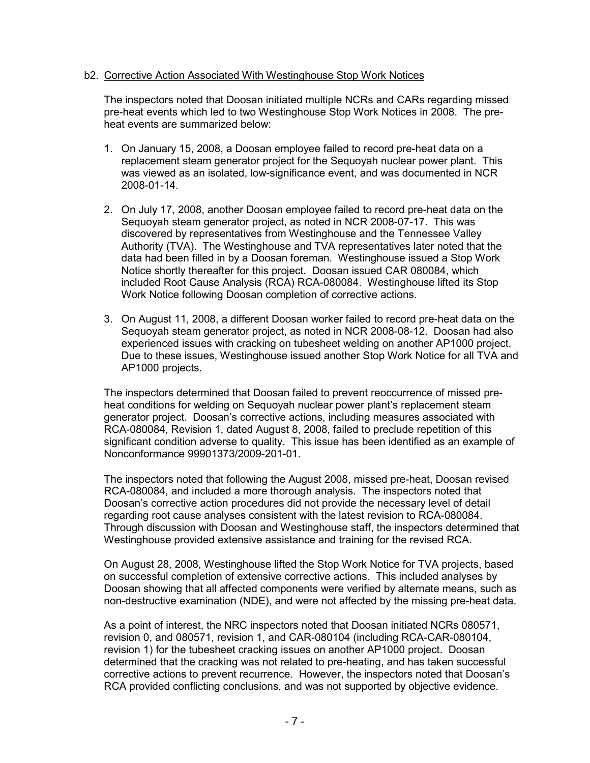b2. Corrective Action Associated With Westinghouse Stop Work Notices

The inspectors noted that Doosan initiated multiple NCRs and CARs regarding missed pre-heat events which led to two Westinghouse Stop Work Notices in 2008. The pre-heat events are summarized below:

1. On January 15, 2008, a Doosan employee failed to record pre-heat data on a replacement steam generator project for the Sequoyah nuclear power plant. This was viewed as an isolated, low-significance event, and was documented in NCR 2008-01-14.

2. On July 17, 2008, another Doosan employee failed to record pre-heat data on the Sequoyah steam generator project, as noted in NCR 2008-07-17. This was discovered by representatives from Westinghouse and the Tennessee Valley Authority (TVA). The Westinghouse and TVA representatives later noted that the data had been filled in by a Doosan foreman. Westinghouse issued a Stop Work Notice shortly thereafter for this project. Doosan issued CAR 080084, which included Root Cause Analysis (RCA) RCA-080084. Westinghouse lifted its Stop Work Notice following Doosan completion of corrective actions.

3. On August 11, 2008, a different Doosan worker failed to record pre-heat data on the Sequoyah steam generator project, as noted in NCR 2008-08-12. Doosan had also experienced issues with cracking on tubesheet welding on another AP1000 project. Due to these issues, Westinghouse issued another Stop Work Notice for all TVA and AP1000 projects.

The inspectors determined that Doosan failed to prevent reoccurrence of missed pre-heat conditions for welding on Sequoyah nuclear power plant's replacement steam generator project. Doosan's corrective actions, including measures associated with RCA-080084, Revision 1, dated August 8, 2008, failed to preclude repetition of this significant condition adverse to quality. This issue has been identified as an example of Nonconformance 99901373/2009-201-01.

The inspectors noted that following the August 2008, missed pre-heat, Doosan revised RCA-080084, and included a more thorough analysis. The inspectors noted that Doosan's corrective action procedures did not provide the necessary level of detail regarding root cause analyses consistent with the latest revision to RCA-080084. Through discussion with Doosan and Westinghouse staff, the inspectors determined that Westinghouse provided extensive assistance and training for the revised RCA.

On August 28, 2008, Westinghouse lifted the Stop Work Notice for TVA projects, based on successful completion of extensive corrective actions. This included analyses by Doosan showing that all affected components were verified by alternate means, such as non-destructive examination (NDE), and were not affected by the missing pre-heat data.

As a point of interest, the NRC inspectors noted that Doosan initiated NCRs 080571, revision 0, and 080571, revision 1, and CAR-080104 (including RCA-CAR-080104, revision 1) for the tubesheet cracking issues on another AP1000 project. Doosan determined that the cracking was not related to pre-heating, and has taken successful corrective actions to prevent recurrence. However, the inspectors noted that Doosan's RCA provided conflicting conclusions, and was not supported by objective evidence.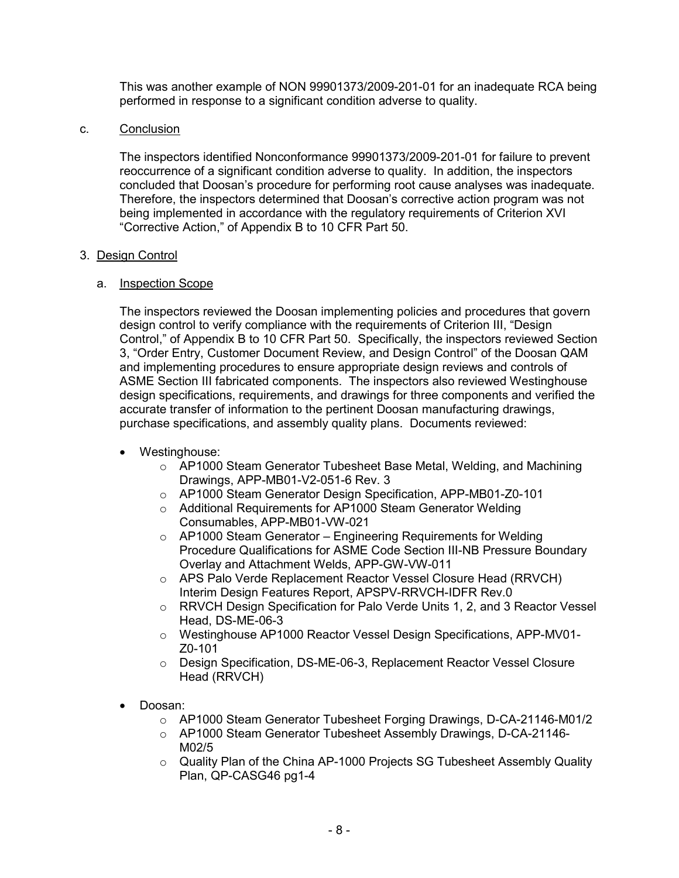This was another example of NON 99901373/2009-201-01 for an inadequate RCA being performed in response to a significant condition adverse to quality.

c. Conclusion

The inspectors identified Nonconformance 99901373/2009-201-01 for failure to prevent reoccurrence of a significant condition adverse to quality. In addition, the inspectors concluded that Doosan's procedure for performing root cause analyses was inadequate. Therefore, the inspectors determined that Doosan's corrective action program was not being implemented in accordance with the regulatory requirements of Criterion XVI "Corrective Action," of Appendix B to 10 CFR Part 50.

3. Design Control

a. Inspection Scope

The inspectors reviewed the Doosan implementing policies and procedures that govern design control to verify compliance with the requirements of Criterion III, "Design Control," of Appendix B to 10 CFR Part 50. Specifically, the inspectors reviewed Section 3, "Order Entry, Customer Document Review, and Design Control" of the Doosan QAM and implementing procedures to ensure appropriate design reviews and controls of ASME Section III fabricated components. The inspectors also reviewed Westinghouse design specifications, requirements, and drawings for three components and verified the accurate transfer of information to the pertinent Doosan manufacturing drawings, purchase specifications, and assembly quality plans. Documents reviewed:

- Westinghouse:
  - AP1000 Steam Generator Tubesheet Base Metal, Welding, and Machining Drawings, APP-MB01-V2-051-6 Rev. 3
  - AP1000 Steam Generator Design Specification, APP-MB01-Z0-101
  - Additional Requirements for AP1000 Steam Generator Welding Consumables, APP-MB01-VW-021
  - AP1000 Steam Generator – Engineering Requirements for Welding Procedure Qualifications for ASME Code Section III-NB Pressure Boundary Overlay and Attachment Welds, APP-GW-VW-011
  - APS Palo Verde Replacement Reactor Vessel Closure Head (RRVCH) Interim Design Features Report, APSPV-RRVCH-IDFR Rev.0
  - RRVCH Design Specification for Palo Verde Units 1, 2, and 3 Reactor Vessel Head, DS-ME-06-3
  - Westinghouse AP1000 Reactor Vessel Design Specifications, APP-MV01-Z0-101
  - Design Specification, DS-ME-06-3, Replacement Reactor Vessel Closure Head (RRVCH)
- Doosan:
  - AP1000 Steam Generator Tubesheet Forging Drawings, D-CA-21146-M01/2
  - AP1000 Steam Generator Tubesheet Assembly Drawings, D-CA-21146-M02/5
  - Quality Plan of the China AP-1000 Projects SG Tubesheet Assembly Quality Plan, QP-CASG46 pg1-4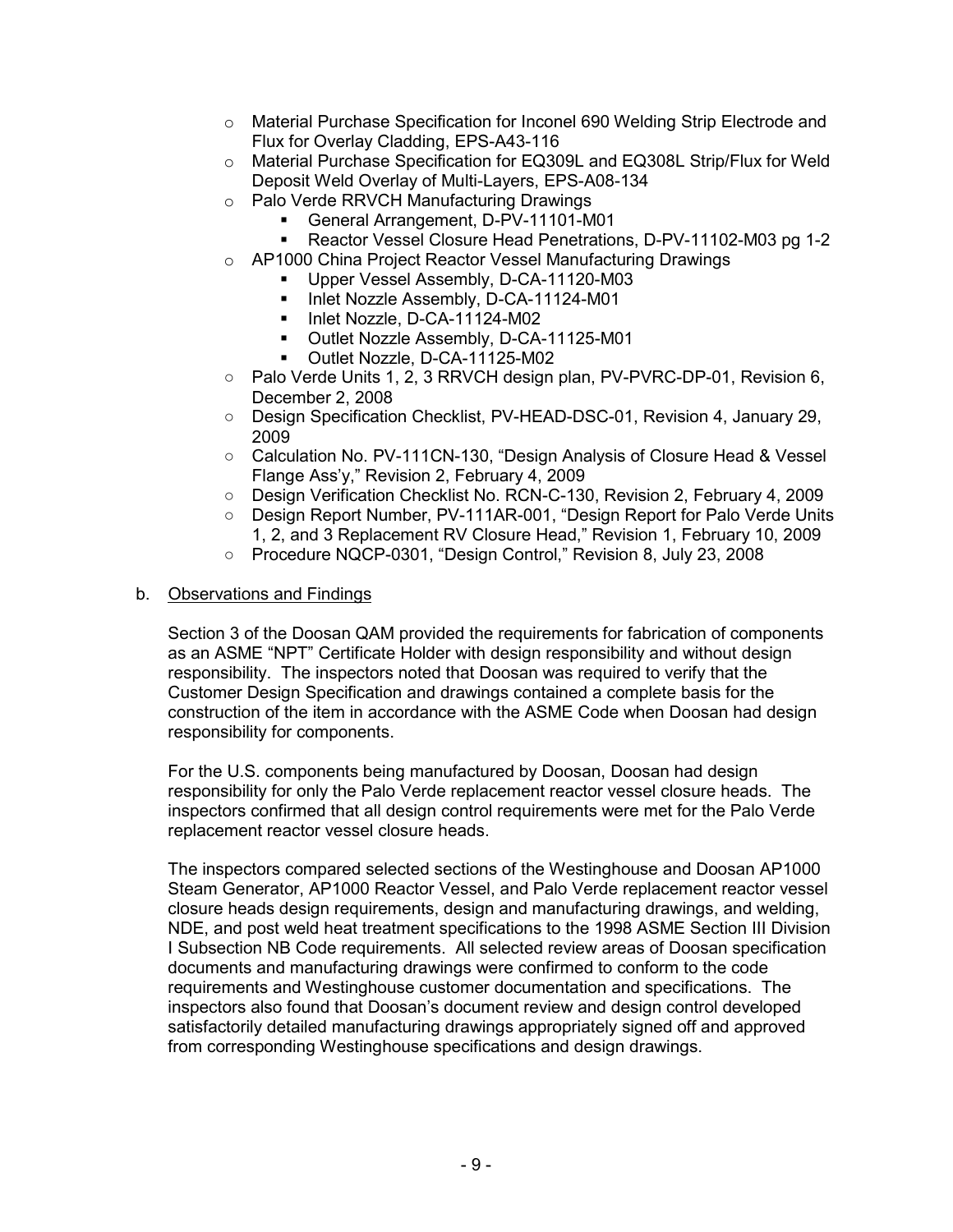- Material Purchase Specification for Inconel 690 Welding Strip Electrode and Flux for Overlay Cladding, EPS-A43-116
- Material Purchase Specification for EQ309L and EQ308L Strip/Flux for Weld Deposit Weld Overlay of Multi-Layers, EPS-A08-134
- Palo Verde RRVCH Manufacturing Drawings
  - General Arrangement, D-PV-11101-M01
  - Reactor Vessel Closure Head Penetrations, D-PV-11102-M03 pg 1-2
- AP1000 China Project Reactor Vessel Manufacturing Drawings
  - Upper Vessel Assembly, D-CA-11120-M03
  - Inlet Nozzle Assembly, D-CA-11124-M01
  - Inlet Nozzle, D-CA-11124-M02
  - Outlet Nozzle Assembly, D-CA-11125-M01
  - Outlet Nozzle, D-CA-11125-M02
- Palo Verde Units 1, 2, 3 RRVCH design plan, PV-PVRC-DP-01, Revision 6, December 2, 2008
- Design Specification Checklist, PV-HEAD-DSC-01, Revision 4, January 29, 2009
- Calculation No. PV-111CN-130, "Design Analysis of Closure Head & Vessel Flange Ass'y," Revision 2, February 4, 2009
- Design Verification Checklist No. RCN-C-130, Revision 2, February 4, 2009
- Design Report Number, PV-111AR-001, "Design Report for Palo Verde Units 1, 2, and 3 Replacement RV Closure Head," Revision 1, February 10, 2009
- Procedure NQCP-0301, "Design Control," Revision 8, July 23, 2008

b. Observations and Findings

Section 3 of the Doosan QAM provided the requirements for fabrication of components as an ASME "NPT" Certificate Holder with design responsibility and without design responsibility. The inspectors noted that Doosan was required to verify that the Customer Design Specification and drawings contained a complete basis for the construction of the item in accordance with the ASME Code when Doosan had design responsibility for components.

For the U.S. components being manufactured by Doosan, Doosan had design responsibility for only the Palo Verde replacement reactor vessel closure heads. The inspectors confirmed that all design control requirements were met for the Palo Verde replacement reactor vessel closure heads.

The inspectors compared selected sections of the Westinghouse and Doosan AP1000 Steam Generator, AP1000 Reactor Vessel, and Palo Verde replacement reactor vessel closure heads design requirements, design and manufacturing drawings, and welding, NDE, and post weld heat treatment specifications to the 1998 ASME Section III Division I Subsection NB Code requirements. All selected review areas of Doosan specification documents and manufacturing drawings were confirmed to conform to the code requirements and Westinghouse customer documentation and specifications. The inspectors also found that Doosan's document review and design control developed satisfactorily detailed manufacturing drawings appropriately signed off and approved from corresponding Westinghouse specifications and design drawings.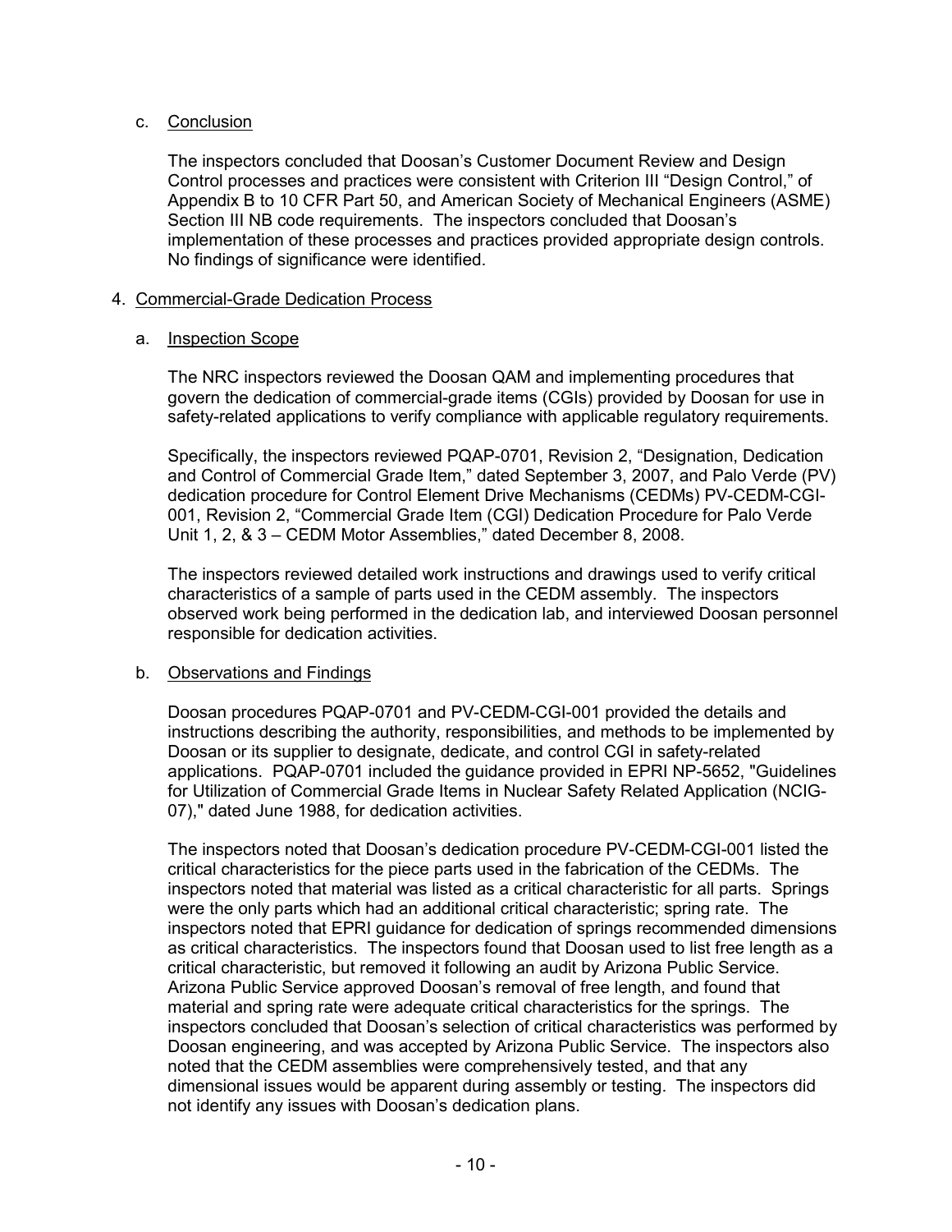c. Conclusion

The inspectors concluded that Doosan's Customer Document Review and Design Control processes and practices were consistent with Criterion III "Design Control," of Appendix B to 10 CFR Part 50, and American Society of Mechanical Engineers (ASME) Section III NB code requirements. The inspectors concluded that Doosan's implementation of these processes and practices provided appropriate design controls. No findings of significance were identified.

4. Commercial-Grade Dedication Process

a. Inspection Scope

The NRC inspectors reviewed the Doosan QAM and implementing procedures that govern the dedication of commercial-grade items (CGIs) provided by Doosan for use in safety-related applications to verify compliance with applicable regulatory requirements.

Specifically, the inspectors reviewed PQAP-0701, Revision 2, "Designation, Dedication and Control of Commercial Grade Item," dated September 3, 2007, and Palo Verde (PV) dedication procedure for Control Element Drive Mechanisms (CEDMs) PV-CEDM-CGI-001, Revision 2, "Commercial Grade Item (CGI) Dedication Procedure for Palo Verde Unit 1, 2, & 3 – CEDM Motor Assemblies," dated December 8, 2008.

The inspectors reviewed detailed work instructions and drawings used to verify critical characteristics of a sample of parts used in the CEDM assembly. The inspectors observed work being performed in the dedication lab, and interviewed Doosan personnel responsible for dedication activities.

b. Observations and Findings

Doosan procedures PQAP-0701 and PV-CEDM-CGI-001 provided the details and instructions describing the authority, responsibilities, and methods to be implemented by Doosan or its supplier to designate, dedicate, and control CGI in safety-related applications. PQAP-0701 included the guidance provided in EPRI NP-5652, "Guidelines for Utilization of Commercial Grade Items in Nuclear Safety Related Application (NCIG-07)," dated June 1988, for dedication activities.

The inspectors noted that Doosan's dedication procedure PV-CEDM-CGI-001 listed the critical characteristics for the piece parts used in the fabrication of the CEDMs. The inspectors noted that material was listed as a critical characteristic for all parts. Springs were the only parts which had an additional critical characteristic; spring rate. The inspectors noted that EPRI guidance for dedication of springs recommended dimensions as critical characteristics. The inspectors found that Doosan used to list free length as a critical characteristic, but removed it following an audit by Arizona Public Service. Arizona Public Service approved Doosan's removal of free length, and found that material and spring rate were adequate critical characteristics for the springs. The inspectors concluded that Doosan's selection of critical characteristics was performed by Doosan engineering, and was accepted by Arizona Public Service. The inspectors also noted that the CEDM assemblies were comprehensively tested, and that any dimensional issues would be apparent during assembly or testing. The inspectors did not identify any issues with Doosan's dedication plans.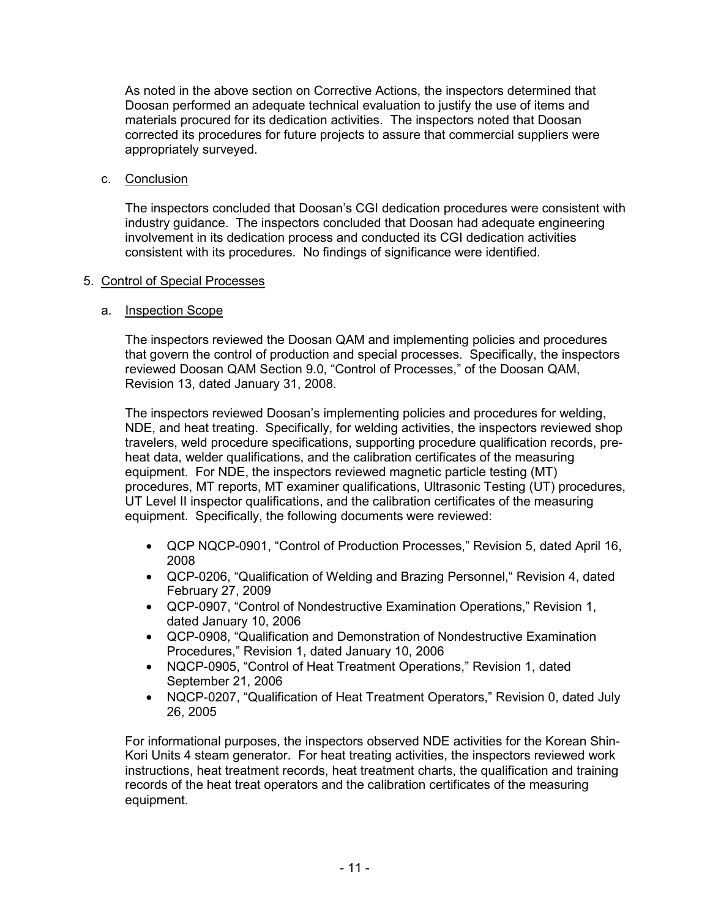As noted in the above section on Corrective Actions, the inspectors determined that Doosan performed an adequate technical evaluation to justify the use of items and materials procured for its dedication activities. The inspectors noted that Doosan corrected its procedures for future projects to assure that commercial suppliers were appropriately surveyed.

c. Conclusion

The inspectors concluded that Doosan's CGI dedication procedures were consistent with industry guidance. The inspectors concluded that Doosan had adequate engineering involvement in its dedication process and conducted its CGI dedication activities consistent with its procedures. No findings of significance were identified.

5. Control of Special Processes

a. Inspection Scope

The inspectors reviewed the Doosan QAM and implementing policies and procedures that govern the control of production and special processes. Specifically, the inspectors reviewed Doosan QAM Section 9.0, "Control of Processes," of the Doosan QAM, Revision 13, dated January 31, 2008.

The inspectors reviewed Doosan's implementing policies and procedures for welding, NDE, and heat treating. Specifically, for welding activities, the inspectors reviewed shop travelers, weld procedure specifications, supporting procedure qualification records, pre-heat data, welder qualifications, and the calibration certificates of the measuring equipment. For NDE, the inspectors reviewed magnetic particle testing (MT) procedures, MT reports, MT examiner qualifications, Ultrasonic Testing (UT) procedures, UT Level II inspector qualifications, and the calibration certificates of the measuring equipment. Specifically, the following documents were reviewed:

- QCP NQCP-0901, "Control of Production Processes," Revision 5, dated April 16, 2008
- QCP-0206, "Qualification of Welding and Brazing Personnel," Revision 4, dated February 27, 2009
- QCP-0907, "Control of Nondestructive Examination Operations," Revision 1, dated January 10, 2006
- QCP-0908, "Qualification and Demonstration of Nondestructive Examination Procedures," Revision 1, dated January 10, 2006
- NQCP-0905, "Control of Heat Treatment Operations," Revision 1, dated September 21, 2006
- NQCP-0207, "Qualification of Heat Treatment Operators," Revision 0, dated July 26, 2005

For informational purposes, the inspectors observed NDE activities for the Korean Shin-Kori Units 4 steam generator. For heat treating activities, the inspectors reviewed work instructions, heat treatment records, heat treatment charts, the qualification and training records of the heat treat operators and the calibration certificates of the measuring equipment.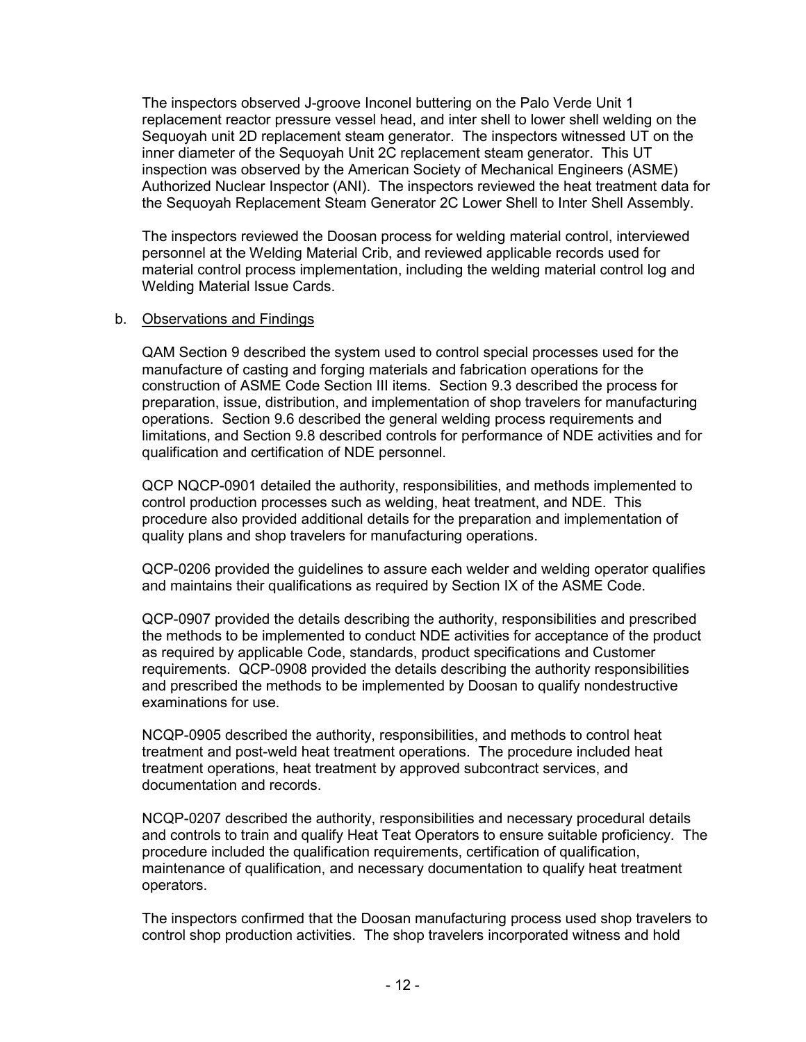The inspectors observed J-groove Inconel buttering on the Palo Verde Unit 1 replacement reactor pressure vessel head, and inter shell to lower shell welding on the Sequoyah unit 2D replacement steam generator. The inspectors witnessed UT on the inner diameter of the Sequoyah Unit 2C replacement steam generator. This UT inspection was observed by the American Society of Mechanical Engineers (ASME) Authorized Nuclear Inspector (ANI). The inspectors reviewed the heat treatment data for the Sequoyah Replacement Steam Generator 2C Lower Shell to Inter Shell Assembly.

The inspectors reviewed the Doosan process for welding material control, interviewed personnel at the Welding Material Crib, and reviewed applicable records used for material control process implementation, including the welding material control log and Welding Material Issue Cards.

b. Observations and Findings

QAM Section 9 described the system used to control special processes used for the manufacture of casting and forging materials and fabrication operations for the construction of ASME Code Section III items. Section 9.3 described the process for preparation, issue, distribution, and implementation of shop travelers for manufacturing operations. Section 9.6 described the general welding process requirements and limitations, and Section 9.8 described controls for performance of NDE activities and for qualification and certification of NDE personnel.

QCP NQCP-0901 detailed the authority, responsibilities, and methods implemented to control production processes such as welding, heat treatment, and NDE. This procedure also provided additional details for the preparation and implementation of quality plans and shop travelers for manufacturing operations.

QCP-0206 provided the guidelines to assure each welder and welding operator qualifies and maintains their qualifications as required by Section IX of the ASME Code.

QCP-0907 provided the details describing the authority, responsibilities and prescribed the methods to be implemented to conduct NDE activities for acceptance of the product as required by applicable Code, standards, product specifications and Customer requirements. QCP-0908 provided the details describing the authority responsibilities and prescribed the methods to be implemented by Doosan to qualify nondestructive examinations for use.

NCQP-0905 described the authority, responsibilities, and methods to control heat treatment and post-weld heat treatment operations. The procedure included heat treatment operations, heat treatment by approved subcontract services, and documentation and records.

NCQP-0207 described the authority, responsibilities and necessary procedural details and controls to train and qualify Heat Teat Operators to ensure suitable proficiency. The procedure included the qualification requirements, certification of qualification, maintenance of qualification, and necessary documentation to qualify heat treatment operators.

The inspectors confirmed that the Doosan manufacturing process used shop travelers to control shop production activities. The shop travelers incorporated witness and hold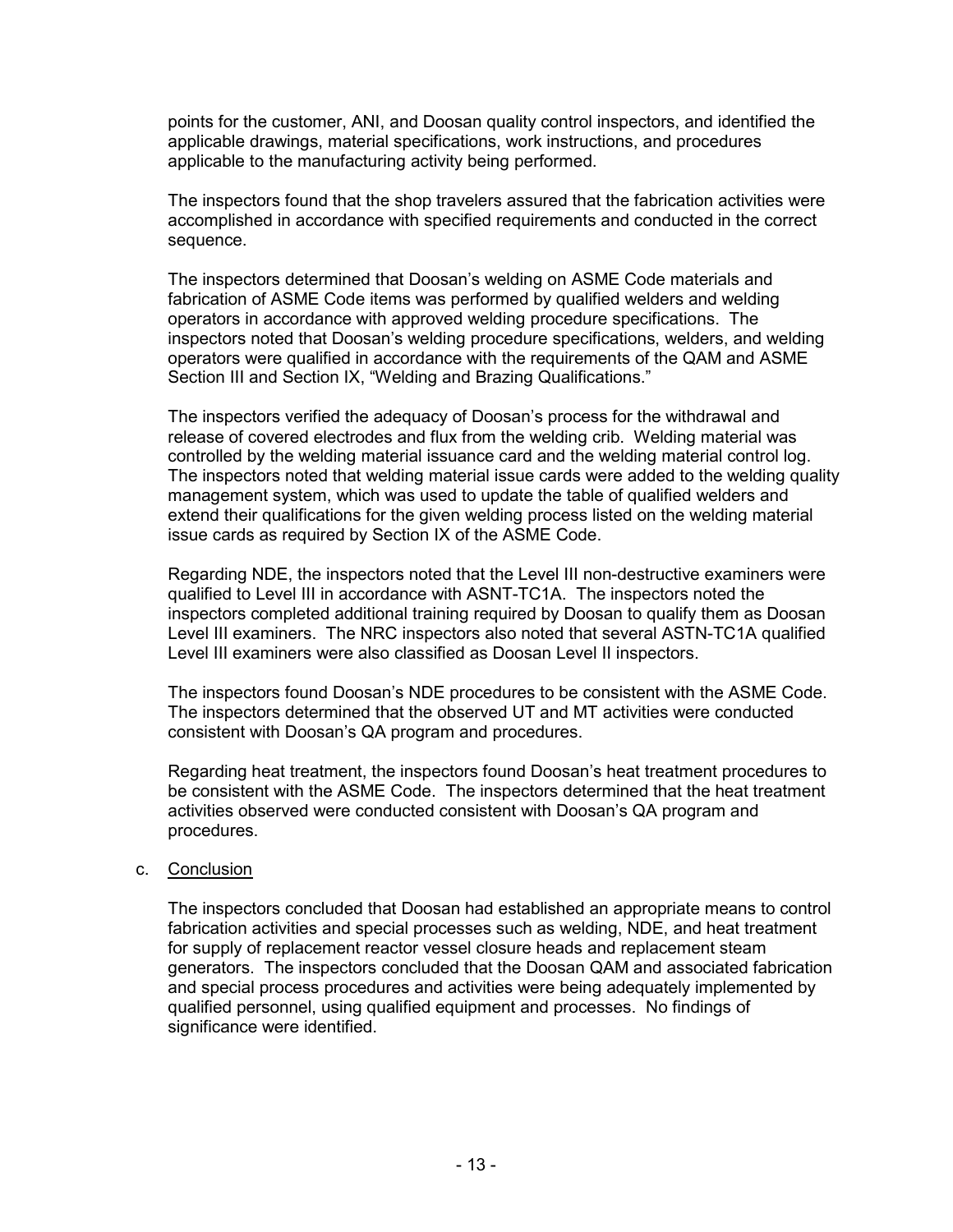points for the customer, ANI, and Doosan quality control inspectors, and identified the applicable drawings, material specifications, work instructions, and procedures applicable to the manufacturing activity being performed.

The inspectors found that the shop travelers assured that the fabrication activities were accomplished in accordance with specified requirements and conducted in the correct sequence.

The inspectors determined that Doosan's welding on ASME Code materials and fabrication of ASME Code items was performed by qualified welders and welding operators in accordance with approved welding procedure specifications. The inspectors noted that Doosan's welding procedure specifications, welders, and welding operators were qualified in accordance with the requirements of the QAM and ASME Section III and Section IX, "Welding and Brazing Qualifications."

The inspectors verified the adequacy of Doosan's process for the withdrawal and release of covered electrodes and flux from the welding crib. Welding material was controlled by the welding material issuance card and the welding material control log. The inspectors noted that welding material issue cards were added to the welding quality management system, which was used to update the table of qualified welders and extend their qualifications for the given welding process listed on the welding material issue cards as required by Section IX of the ASME Code.

Regarding NDE, the inspectors noted that the Level III non-destructive examiners were qualified to Level III in accordance with ASNT-TC1A. The inspectors noted the inspectors completed additional training required by Doosan to qualify them as Doosan Level III examiners. The NRC inspectors also noted that several ASTN-TC1A qualified Level III examiners were also classified as Doosan Level II inspectors.

The inspectors found Doosan's NDE procedures to be consistent with the ASME Code. The inspectors determined that the observed UT and MT activities were conducted consistent with Doosan's QA program and procedures.

Regarding heat treatment, the inspectors found Doosan's heat treatment procedures to be consistent with the ASME Code. The inspectors determined that the heat treatment activities observed were conducted consistent with Doosan's QA program and procedures.

c. Conclusion

The inspectors concluded that Doosan had established an appropriate means to control fabrication activities and special processes such as welding, NDE, and heat treatment for supply of replacement reactor vessel closure heads and replacement steam generators. The inspectors concluded that the Doosan QAM and associated fabrication and special process procedures and activities were being adequately implemented by qualified personnel, using qualified equipment and processes. No findings of significance were identified.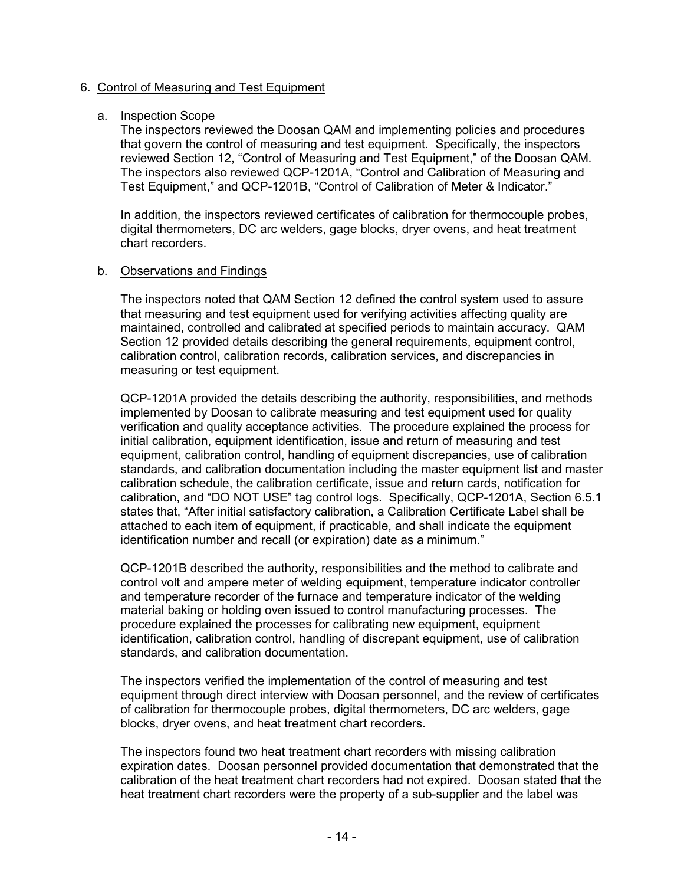6. Control of Measuring and Test Equipment

   a. Inspection Scope

   The inspectors reviewed the Doosan QAM and implementing policies and procedures that govern the control of measuring and test equipment. Specifically, the inspectors reviewed Section 12, "Control of Measuring and Test Equipment," of the Doosan QAM. The inspectors also reviewed QCP-1201A, "Control and Calibration of Measuring and Test Equipment," and QCP-1201B, "Control of Calibration of Meter & Indicator."

   In addition, the inspectors reviewed certificates of calibration for thermocouple probes, digital thermometers, DC arc welders, gage blocks, dryer ovens, and heat treatment chart recorders.

   b. Observations and Findings

   The inspectors noted that QAM Section 12 defined the control system used to assure that measuring and test equipment used for verifying activities affecting quality are maintained, controlled and calibrated at specified periods to maintain accuracy. QAM Section 12 provided details describing the general requirements, equipment control, calibration control, calibration records, calibration services, and discrepancies in measuring or test equipment.

   QCP-1201A provided the details describing the authority, responsibilities, and methods implemented by Doosan to calibrate measuring and test equipment used for quality verification and quality acceptance activities. The procedure explained the process for initial calibration, equipment identification, issue and return of measuring and test equipment, calibration control, handling of equipment discrepancies, use of calibration standards, and calibration documentation including the master equipment list and master calibration schedule, the calibration certificate, issue and return cards, notification for calibration, and "DO NOT USE" tag control logs. Specifically, QCP-1201A, Section 6.5.1 states that, "After initial satisfactory calibration, a Calibration Certificate Label shall be attached to each item of equipment, if practicable, and shall indicate the equipment identification number and recall (or expiration) date as a minimum."

   QCP-1201B described the authority, responsibilities and the method to calibrate and control volt and ampere meter of welding equipment, temperature indicator controller and temperature recorder of the furnace and temperature indicator of the welding material baking or holding oven issued to control manufacturing processes. The procedure explained the processes for calibrating new equipment, equipment identification, calibration control, handling of discrepant equipment, use of calibration standards, and calibration documentation.

   The inspectors verified the implementation of the control of measuring and test equipment through direct interview with Doosan personnel, and the review of certificates of calibration for thermocouple probes, digital thermometers, DC arc welders, gage blocks, dryer ovens, and heat treatment chart recorders.

   The inspectors found two heat treatment chart recorders with missing calibration expiration dates. Doosan personnel provided documentation that demonstrated that the calibration of the heat treatment chart recorders had not expired. Doosan stated that the heat treatment chart recorders were the property of a sub-supplier and the label was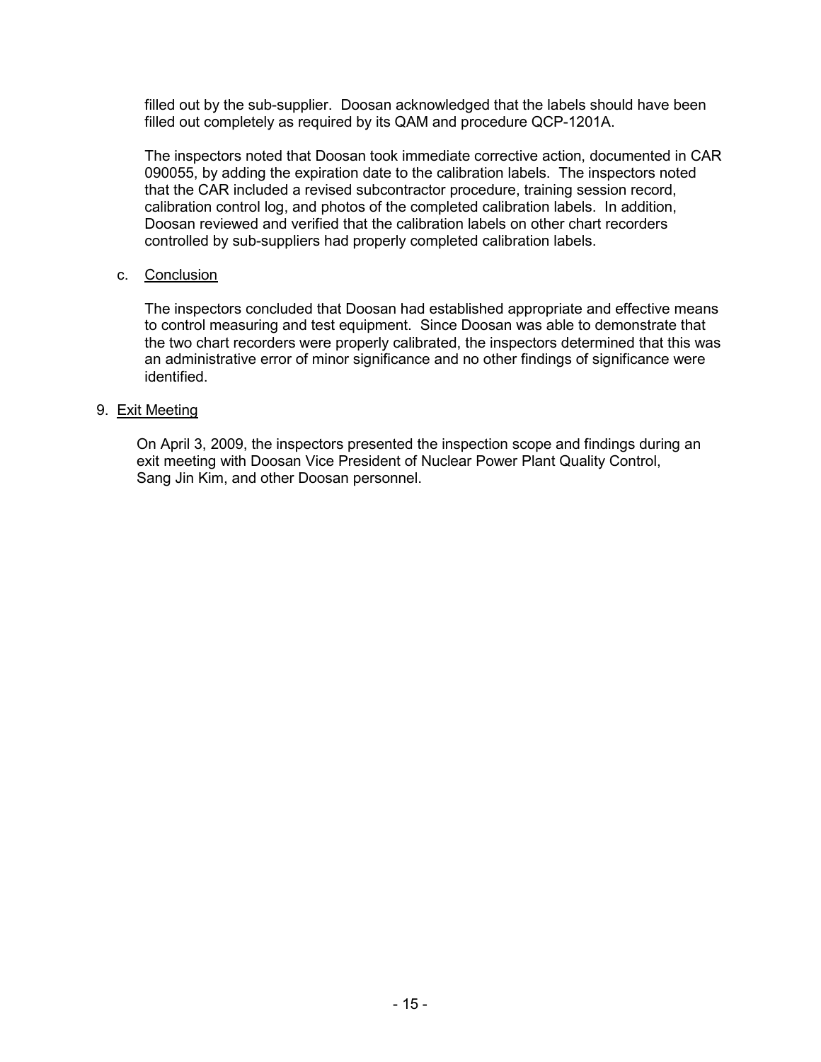filled out by the sub-supplier. Doosan acknowledged that the labels should have been filled out completely as required by its QAM and procedure QCP-1201A.

The inspectors noted that Doosan took immediate corrective action, documented in CAR 090055, by adding the expiration date to the calibration labels. The inspectors noted that the CAR included a revised subcontractor procedure, training session record, calibration control log, and photos of the completed calibration labels. In addition, Doosan reviewed and verified that the calibration labels on other chart recorders controlled by sub-suppliers had properly completed calibration labels.

c. Conclusion

The inspectors concluded that Doosan had established appropriate and effective means to control measuring and test equipment. Since Doosan was able to demonstrate that the two chart recorders were properly calibrated, the inspectors determined that this was an administrative error of minor significance and no other findings of significance were identified.

9. Exit Meeting

On April 3, 2009, the inspectors presented the inspection scope and findings during an exit meeting with Doosan Vice President of Nuclear Power Plant Quality Control, Sang Jin Kim, and other Doosan personnel.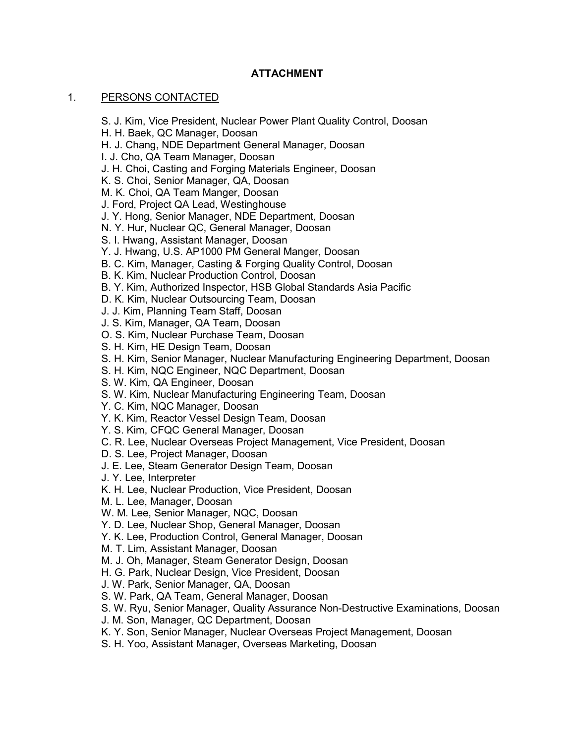## ATTACHMENT

1. PERSONS CONTACTED

S. J. Kim, Vice President, Nuclear Power Plant Quality Control, Doosan
H. H. Baek, QC Manager, Doosan
H. J. Chang, NDE Department General Manager, Doosan
I. J. Cho, QA Team Manager, Doosan
J. H. Choi, Casting and Forging Materials Engineer, Doosan
K. S. Choi, Senior Manager, QA, Doosan
M. K. Choi, QA Team Manger, Doosan
J. Ford, Project QA Lead, Westinghouse
J. Y. Hong, Senior Manager, NDE Department, Doosan
N. Y. Hur, Nuclear QC, General Manager, Doosan
S. I. Hwang, Assistant Manager, Doosan
Y. J. Hwang, U.S. AP1000 PM General Manger, Doosan
B. C. Kim, Manager, Casting & Forging Quality Control, Doosan
B. K. Kim, Nuclear Production Control, Doosan
B. Y. Kim, Authorized Inspector, HSB Global Standards Asia Pacific
D. K. Kim, Nuclear Outsourcing Team, Doosan
J. J. Kim, Planning Team Staff, Doosan
J. S. Kim, Manager, QA Team, Doosan
O. S. Kim, Nuclear Purchase Team, Doosan
S. H. Kim, HE Design Team, Doosan
S. H. Kim, Senior Manager, Nuclear Manufacturing Engineering Department, Doosan
S. H. Kim, NQC Engineer, NQC Department, Doosan
S. W. Kim, QA Engineer, Doosan
S. W. Kim, Nuclear Manufacturing Engineering Team, Doosan
Y. C. Kim, NQC Manager, Doosan
Y. K. Kim, Reactor Vessel Design Team, Doosan
Y. S. Kim, CFQC General Manager, Doosan
C. R. Lee, Nuclear Overseas Project Management, Vice President, Doosan
D. S. Lee, Project Manager, Doosan
J. E. Lee, Steam Generator Design Team, Doosan
J. Y. Lee, Interpreter
K. H. Lee, Nuclear Production, Vice President, Doosan
M. L. Lee, Manager, Doosan
W. M. Lee, Senior Manager, NQC, Doosan
Y. D. Lee, Nuclear Shop, General Manager, Doosan
Y. K. Lee, Production Control, General Manager, Doosan
M. T. Lim, Assistant Manager, Doosan
M. J. Oh, Manager, Steam Generator Design, Doosan
H. G. Park, Nuclear Design, Vice President, Doosan
J. W. Park, Senior Manager, QA, Doosan
S. W. Park, QA Team, General Manager, Doosan
S. W. Ryu, Senior Manager, Quality Assurance Non-Destructive Examinations, Doosan
J. M. Son, Manager, QC Department, Doosan
K. Y. Son, Senior Manager, Nuclear Overseas Project Management, Doosan
S. H. Yoo, Assistant Manager, Overseas Marketing, Doosan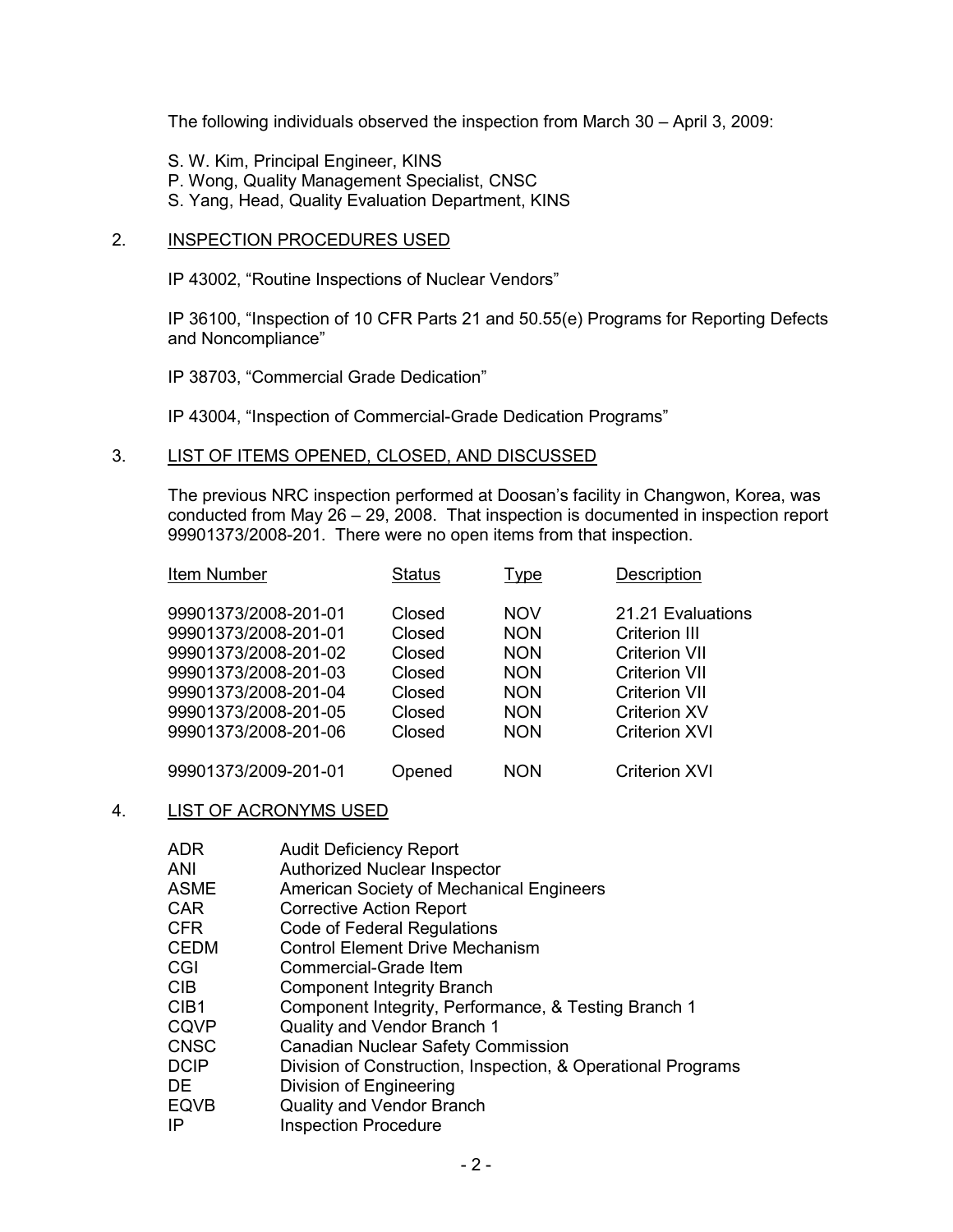The following individuals observed the inspection from March 30 – April 3, 2009:

S. W. Kim, Principal Engineer, KINS
P. Wong, Quality Management Specialist, CNSC
S. Yang, Head, Quality Evaluation Department, KINS

## 2. INSPECTION PROCEDURES USED

IP 43002, "Routine Inspections of Nuclear Vendors"

IP 36100, "Inspection of 10 CFR Parts 21 and 50.55(e) Programs for Reporting Defects and Noncompliance"

IP 38703, "Commercial Grade Dedication"

IP 43004, "Inspection of Commercial-Grade Dedication Programs"

## 3. LIST OF ITEMS OPENED, CLOSED, AND DISCUSSED

The previous NRC inspection performed at Doosan's facility in Changwon, Korea, was conducted from May 26 – 29, 2008. That inspection is documented in inspection report 99901373/2008-201. There were no open items from that inspection.

| Item Number | Status | Type | Description |
|---|---|---|---|
| 99901373/2008-201-01 | Closed | NOV | 21.21 Evaluations |
| 99901373/2008-201-01 | Closed | NON | Criterion III |
| 99901373/2008-201-02 | Closed | NON | Criterion VII |
| 99901373/2008-201-03 | Closed | NON | Criterion VII |
| 99901373/2008-201-04 | Closed | NON | Criterion VII |
| 99901373/2008-201-05 | Closed | NON | Criterion XV |
| 99901373/2008-201-06 | Closed | NON | Criterion XVI |
| 99901373/2009-201-01 | Opened | NON | Criterion XVI |

## 4. LIST OF ACRONYMS USED

| | |
|---|---|
| ADR | Audit Deficiency Report |
| ANI | Authorized Nuclear Inspector |
| ASME | American Society of Mechanical Engineers |
| CAR | Corrective Action Report |
| CFR | Code of Federal Regulations |
| CEDM | Control Element Drive Mechanism |
| CGI | Commercial-Grade Item |
| CIB | Component Integrity Branch |
| CIB1 | Component Integrity, Performance, & Testing Branch 1 |
| CQVP | Quality and Vendor Branch 1 |
| CNSC | Canadian Nuclear Safety Commission |
| DCIP | Division of Construction, Inspection, & Operational Programs |
| DE | Division of Engineering |
| EQVB | Quality and Vendor Branch |
| IP | Inspection Procedure |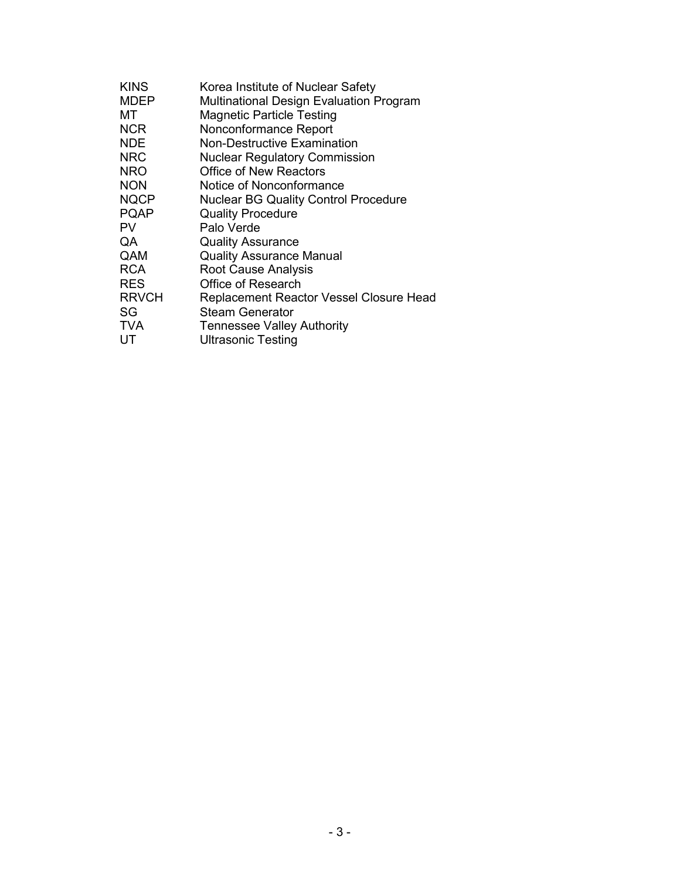| | |
|---|---|
| KINS | Korea Institute of Nuclear Safety |
| MDEP | Multinational Design Evaluation Program |
| MT | Magnetic Particle Testing |
| NCR | Nonconformance Report |
| NDE | Non-Destructive Examination |
| NRC | Nuclear Regulatory Commission |
| NRO | Office of New Reactors |
| NON | Notice of Nonconformance |
| NQCP | Nuclear BG Quality Control Procedure |
| PQAP | Quality Procedure |
| PV | Palo Verde |
| QA | Quality Assurance |
| QAM | Quality Assurance Manual |
| RCA | Root Cause Analysis |
| RES | Office of Research |
| RRVCH | Replacement Reactor Vessel Closure Head |
| SG | Steam Generator |
| TVA | Tennessee Valley Authority |
| UT | Ultrasonic Testing |